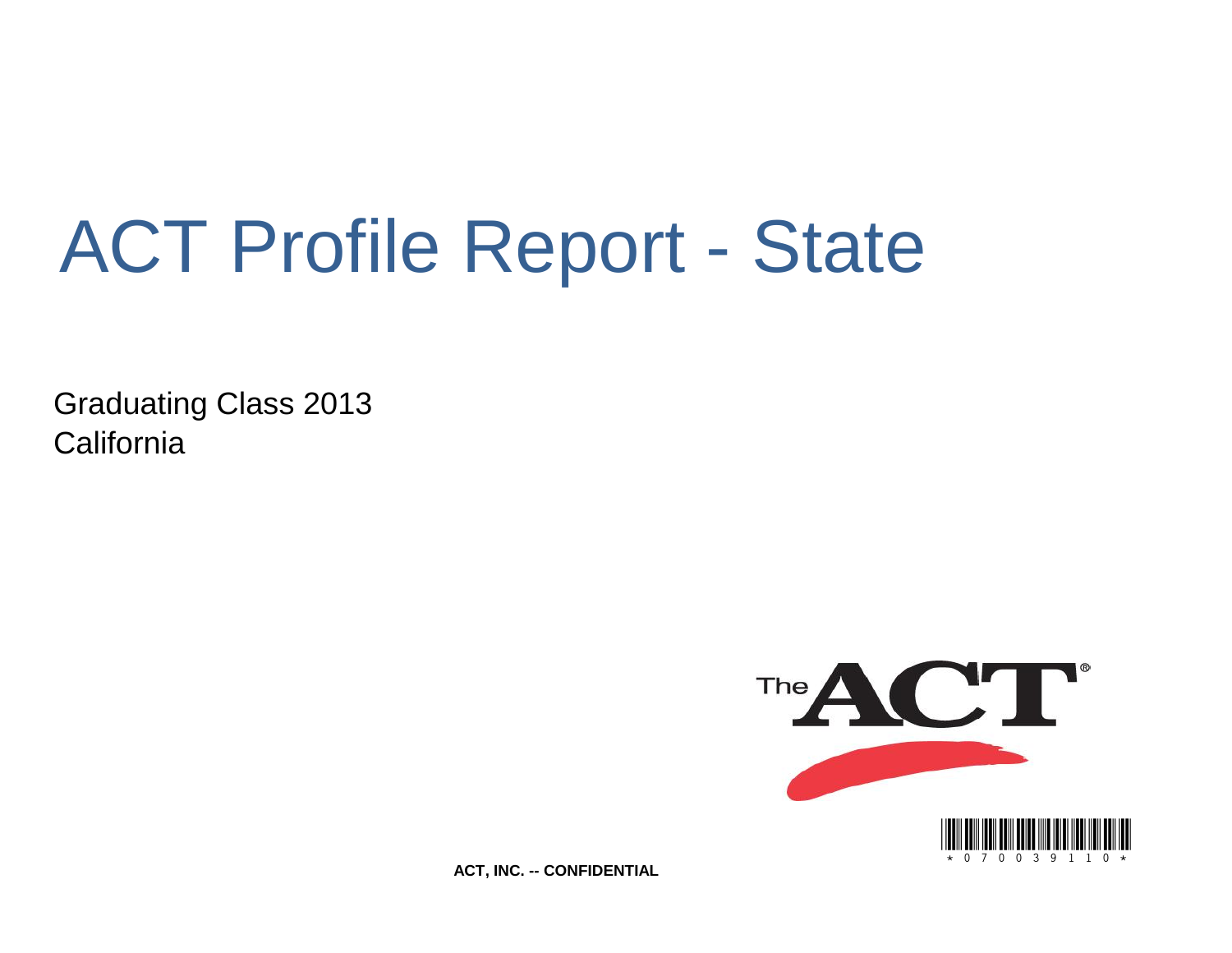# ACT Profile Report - State

Graduating Class 2013
California

ACT, INC. -- CONFIDENTIAL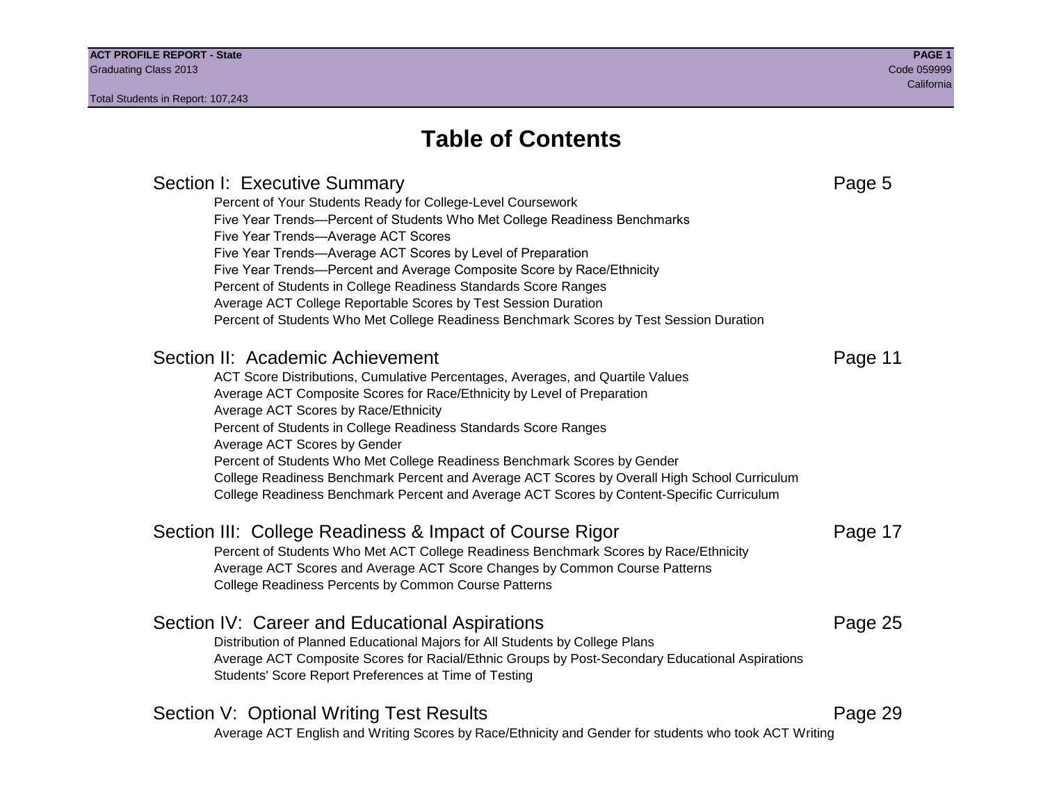# Table of Contents

## Section I: Executive Summary — Page 5

- Percent of Your Students Ready for College-Level Coursework
- Five Year Trends—Percent of Students Who Met College Readiness Benchmarks
- Five Year Trends—Average ACT Scores
- Five Year Trends—Average ACT Scores by Level of Preparation
- Five Year Trends—Percent and Average Composite Score by Race/Ethnicity
- Percent of Students in College Readiness Standards Score Ranges
- Average ACT College Reportable Scores by Test Session Duration
- Percent of Students Who Met College Readiness Benchmark Scores by Test Session Duration

## Section II: Academic Achievement — Page 11

- ACT Score Distributions, Cumulative Percentages, Averages, and Quartile Values
- Average ACT Composite Scores for Race/Ethnicity by Level of Preparation
- Average ACT Scores by Race/Ethnicity
- Percent of Students in College Readiness Standards Score Ranges
- Average ACT Scores by Gender
- Percent of Students Who Met College Readiness Benchmark Scores by Gender
- College Readiness Benchmark Percent and Average ACT Scores by Overall High School Curriculum
- College Readiness Benchmark Percent and Average ACT Scores by Content-Specific Curriculum

## Section III: College Readiness & Impact of Course Rigor — Page 17

- Percent of Students Who Met ACT College Readiness Benchmark Scores by Race/Ethnicity
- Average ACT Scores and Average ACT Score Changes by Common Course Patterns
- College Readiness Percents by Common Course Patterns

## Section IV: Career and Educational Aspirations — Page 25

- Distribution of Planned Educational Majors for All Students by College Plans
- Average ACT Composite Scores for Racial/Ethnic Groups by Post-Secondary Educational Aspirations
- Students' Score Report Preferences at Time of Testing

## Section V: Optional Writing Test Results — Page 29

- Average ACT English and Writing Scores by Race/Ethnicity and Gender for students who took ACT Writing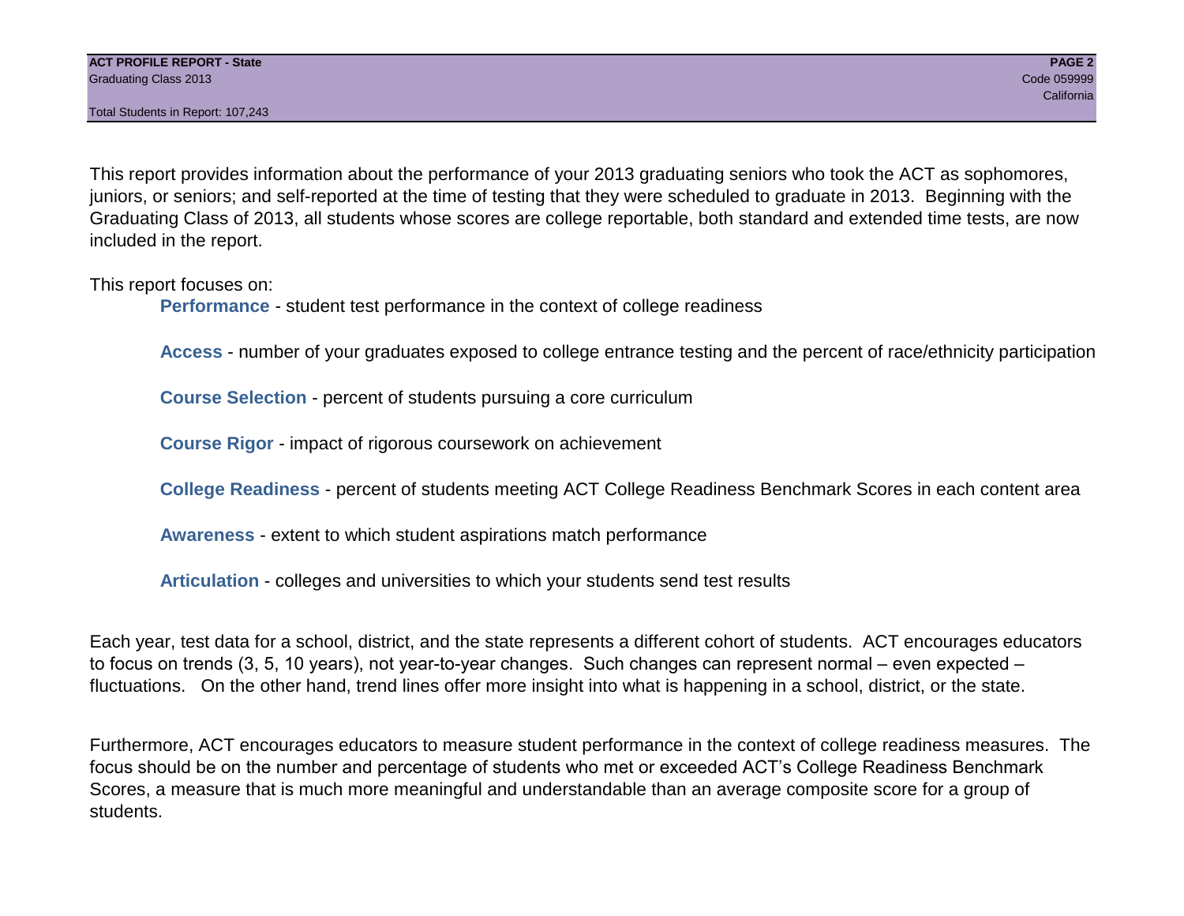This report provides information about the performance of your 2013 graduating seniors who took the ACT as sophomores, juniors, or seniors; and self-reported at the time of testing that they were scheduled to graduate in 2013. Beginning with the Graduating Class of 2013, all students whose scores are college reportable, both standard and extended time tests, are now included in the report.

This report focuses on:

- **Performance** - student test performance in the context of college readiness
- **Access** - number of your graduates exposed to college entrance testing and the percent of race/ethnicity participation
- **Course Selection** - percent of students pursuing a core curriculum
- **Course Rigor** - impact of rigorous coursework on achievement
- **College Readiness** - percent of students meeting ACT College Readiness Benchmark Scores in each content area
- **Awareness** - extent to which student aspirations match performance
- **Articulation** - colleges and universities to which your students send test results

Each year, test data for a school, district, and the state represents a different cohort of students. ACT encourages educators to focus on trends (3, 5, 10 years), not year-to-year changes. Such changes can represent normal – even expected – fluctuations. On the other hand, trend lines offer more insight into what is happening in a school, district, or the state.

Furthermore, ACT encourages educators to measure student performance in the context of college readiness measures. The focus should be on the number and percentage of students who met or exceeded ACT's College Readiness Benchmark Scores, a measure that is much more meaningful and understandable than an average composite score for a group of students.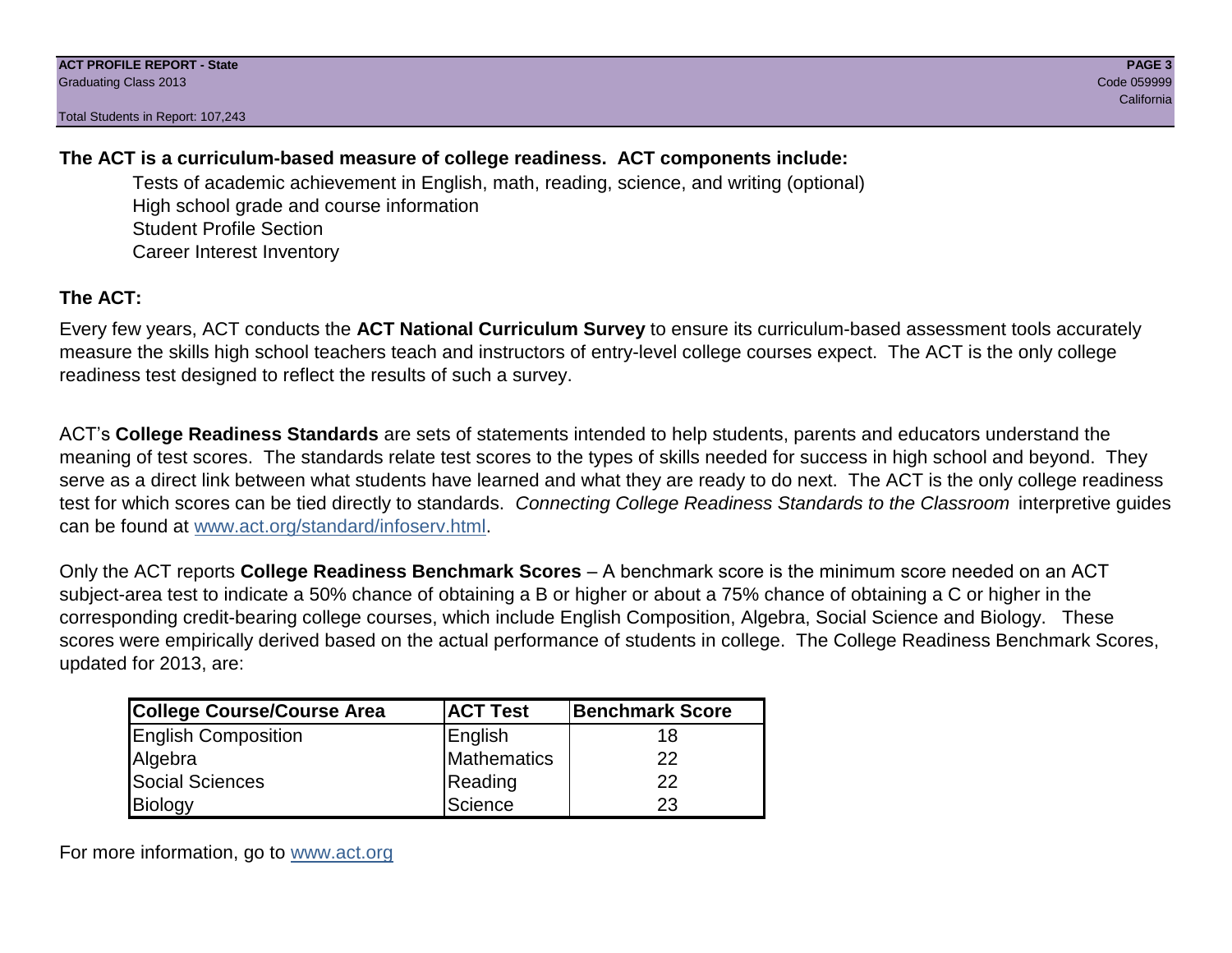**The ACT is a curriculum-based measure of college readiness. ACT components include:**

- Tests of academic achievement in English, math, reading, science, and writing (optional)
- High school grade and course information
- Student Profile Section
- Career Interest Inventory

**The ACT:**

Every few years, ACT conducts the **ACT National Curriculum Survey** to ensure its curriculum-based assessment tools accurately measure the skills high school teachers teach and instructors of entry-level college courses expect. The ACT is the only college readiness test designed to reflect the results of such a survey.

ACT's **College Readiness Standards** are sets of statements intended to help students, parents and educators understand the meaning of test scores. The standards relate test scores to the types of skills needed for success in high school and beyond. They serve as a direct link between what students have learned and what they are ready to do next. The ACT is the only college readiness test for which scores can be tied directly to standards. *Connecting College Readiness Standards to the Classroom* interpretive guides can be found at www.act.org/standard/infoserv.html.

Only the ACT reports **College Readiness Benchmark Scores** – A benchmark score is the minimum score needed on an ACT subject-area test to indicate a 50% chance of obtaining a B or higher or about a 75% chance of obtaining a C or higher in the corresponding credit-bearing college courses, which include English Composition, Algebra, Social Science and Biology. These scores were empirically derived based on the actual performance of students in college. The College Readiness Benchmark Scores, updated for 2013, are:

| College Course/Course Area | ACT Test | Benchmark Score |
|---|---|---|
| English Composition | English | 18 |
| Algebra | Mathematics | 22 |
| Social Sciences | Reading | 22 |
| Biology | Science | 23 |

For more information, go to www.act.org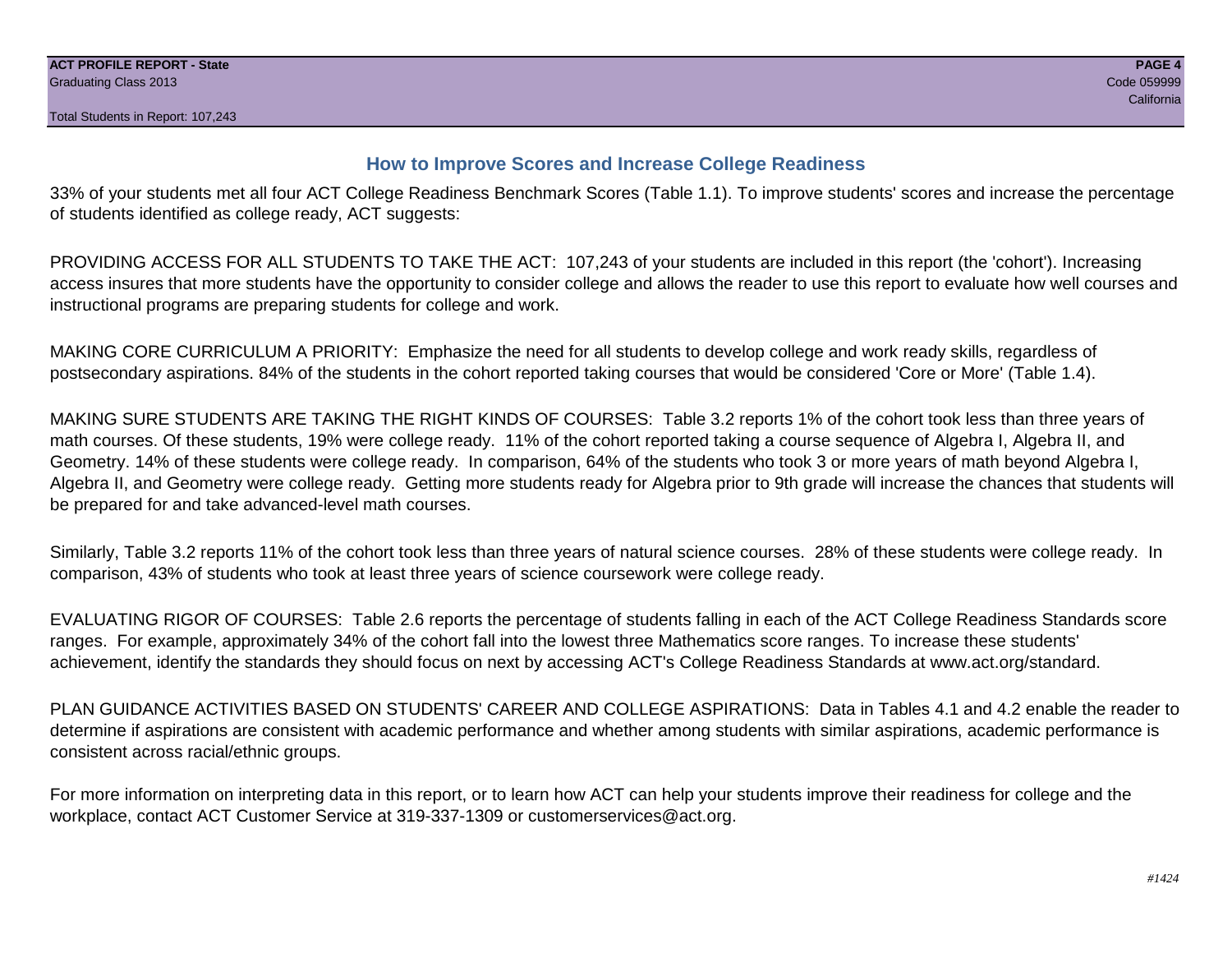## How to Improve Scores and Increase College Readiness

33% of your students met all four ACT College Readiness Benchmark Scores (Table 1.1). To improve students' scores and increase the percentage of students identified as college ready, ACT suggests:

PROVIDING ACCESS FOR ALL STUDENTS TO TAKE THE ACT: 107,243 of your students are included in this report (the 'cohort'). Increasing access insures that more students have the opportunity to consider college and allows the reader to use this report to evaluate how well courses and instructional programs are preparing students for college and work.

MAKING CORE CURRICULUM A PRIORITY: Emphasize the need for all students to develop college and work ready skills, regardless of postsecondary aspirations. 84% of the students in the cohort reported taking courses that would be considered 'Core or More' (Table 1.4).

MAKING SURE STUDENTS ARE TAKING THE RIGHT KINDS OF COURSES: Table 3.2 reports 1% of the cohort took less than three years of math courses. Of these students, 19% were college ready. 11% of the cohort reported taking a course sequence of Algebra I, Algebra II, and Geometry. 14% of these students were college ready. In comparison, 64% of the students who took 3 or more years of math beyond Algebra I, Algebra II, and Geometry were college ready. Getting more students ready for Algebra prior to 9th grade will increase the chances that students will be prepared for and take advanced-level math courses.

Similarly, Table 3.2 reports 11% of the cohort took less than three years of natural science courses. 28% of these students were college ready. In comparison, 43% of students who took at least three years of science coursework were college ready.

EVALUATING RIGOR OF COURSES: Table 2.6 reports the percentage of students falling in each of the ACT College Readiness Standards score ranges. For example, approximately 34% of the cohort fall into the lowest three Mathematics score ranges. To increase these students' achievement, identify the standards they should focus on next by accessing ACT's College Readiness Standards at www.act.org/standard.

PLAN GUIDANCE ACTIVITIES BASED ON STUDENTS' CAREER AND COLLEGE ASPIRATIONS: Data in Tables 4.1 and 4.2 enable the reader to determine if aspirations are consistent with academic performance and whether among students with similar aspirations, academic performance is consistent across racial/ethnic groups.

For more information on interpreting data in this report, or to learn how ACT can help your students improve their readiness for college and the workplace, contact ACT Customer Service at 319-337-1309 or customerservices@act.org.

*#1424*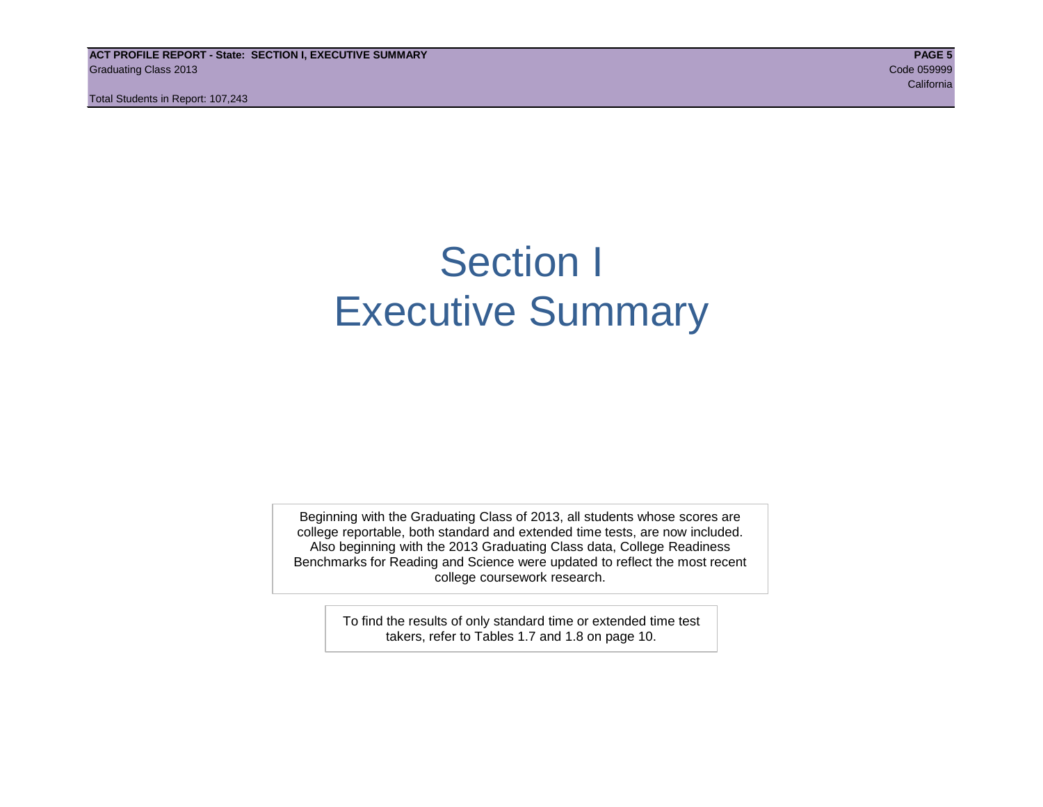# Section I
# Executive Summary

Beginning with the Graduating Class of 2013, all students whose scores are college reportable, both standard and extended time tests, are now included. Also beginning with the 2013 Graduating Class data, College Readiness Benchmarks for Reading and Science were updated to reflect the most recent college coursework research.

To find the results of only standard time or extended time test takers, refer to Tables 1.7 and 1.8 on page 10.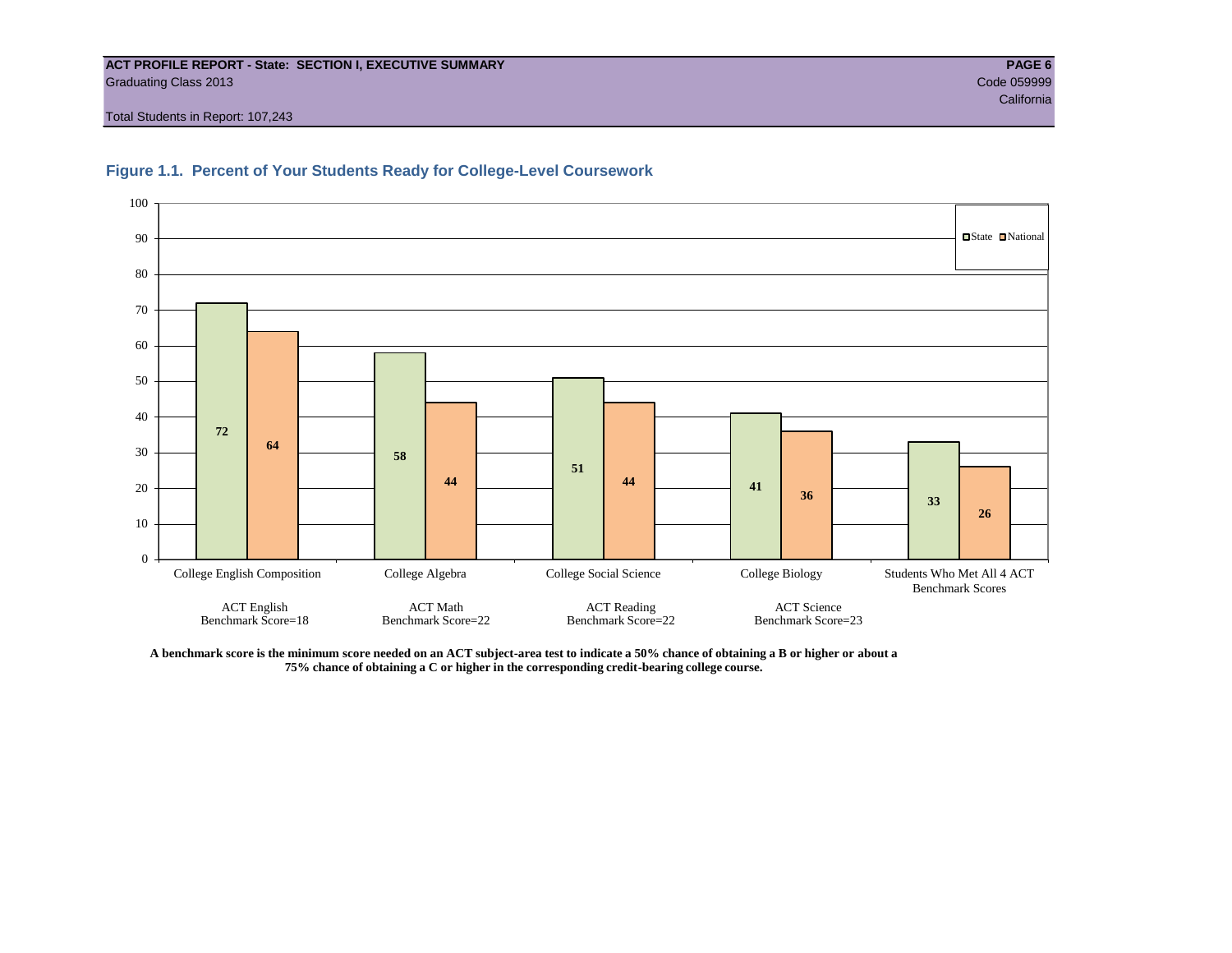**ACT PROFILE REPORT - State: SECTION I, EXECUTIVE SUMMARY**
Graduating Class 2013
Code 059999
California
Total Students in Report: 107,243

### Figure 1.1. Percent of Your Students Ready for College-Level Coursework

| | State | National |
|---|---|---|
| College English Composition (ACT English Benchmark Score=18) | 72 | 64 |
| College Algebra (ACT Math Benchmark Score=22) | 58 | 44 |
| College Social Science (ACT Reading Benchmark Score=22) | 51 | 44 |
| College Biology (ACT Science Benchmark Score=23) | 41 | 36 |
| Students Who Met All 4 ACT Benchmark Scores | 33 | 26 |

**A benchmark score is the minimum score needed on an ACT subject-area test to indicate a 50% chance of obtaining a B or higher or about a 75% chance of obtaining a C or higher in the corresponding credit-bearing college course.**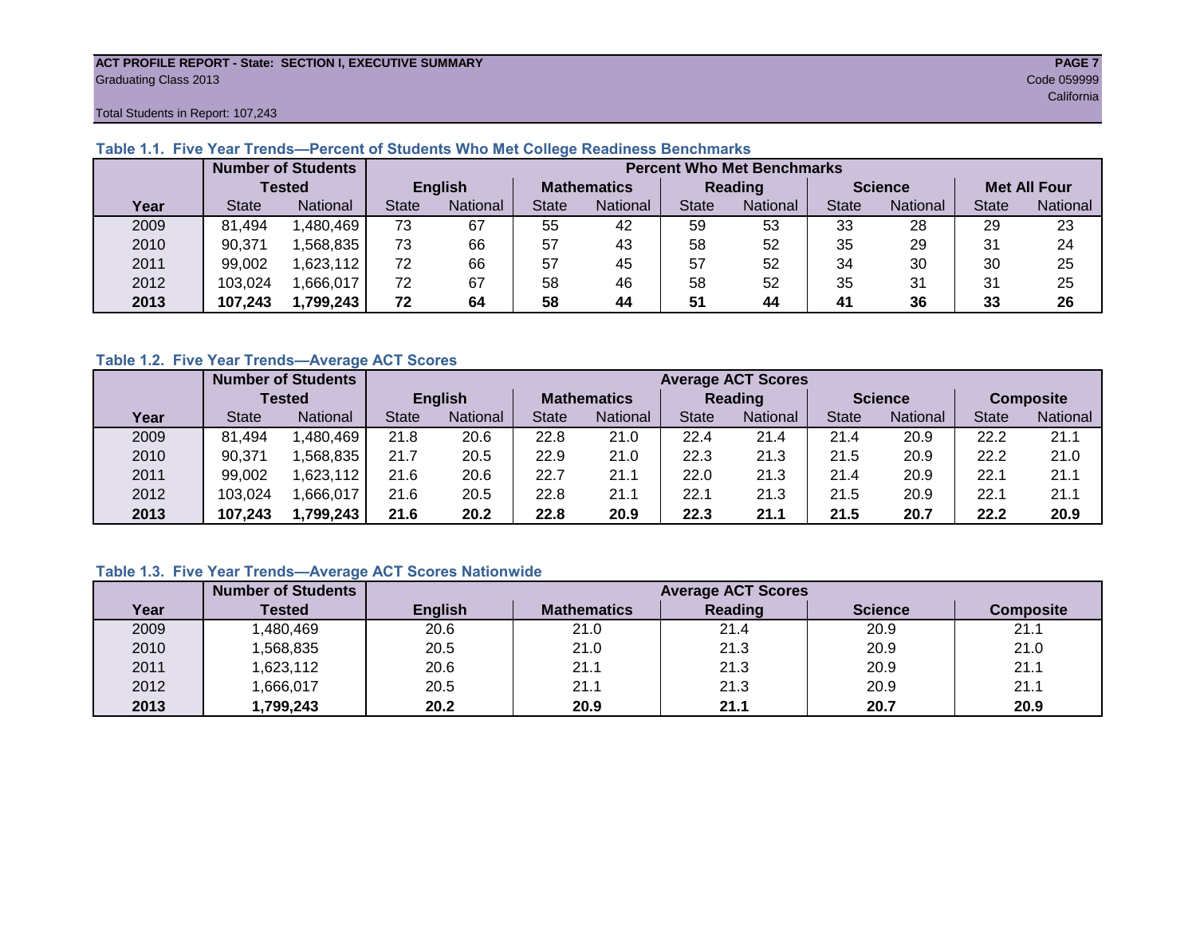**ACT PROFILE REPORT - State: SECTION I, EXECUTIVE SUMMARY**
Graduating Class 2013

Code 059999
California

Total Students in Report: 107,243

### Table 1.1. Five Year Trends—Percent of Students Who Met College Readiness Benchmarks

| | Number of Students Tested | | Percent Who Met Benchmarks | | | | | | | | | |
|---|---|---|---|---|---|---|---|---|---|---|---|---|
| | | | English | | Mathematics | | Reading | | Science | | Met All Four | |
| Year | State | National | State | National | State | National | State | National | State | National | State | National |
| 2009 | 81,494 | 1,480,469 | 73 | 67 | 55 | 42 | 59 | 53 | 33 | 28 | 29 | 23 |
| 2010 | 90,371 | 1,568,835 | 73 | 66 | 57 | 43 | 58 | 52 | 35 | 29 | 31 | 24 |
| 2011 | 99,002 | 1,623,112 | 72 | 66 | 57 | 45 | 57 | 52 | 34 | 30 | 30 | 25 |
| 2012 | 103,024 | 1,666,017 | 72 | 67 | 58 | 46 | 58 | 52 | 35 | 31 | 31 | 25 |
| **2013** | **107,243** | **1,799,243** | **72** | **64** | **58** | **44** | **51** | **44** | **41** | **36** | **33** | **26** |

### Table 1.2. Five Year Trends—Average ACT Scores

| | Number of Students Tested | | Average ACT Scores | | | | | | | | | |
|---|---|---|---|---|---|---|---|---|---|---|---|---|
| | | | English | | Mathematics | | Reading | | Science | | Composite | |
| Year | State | National | State | National | State | National | State | National | State | National | State | National |
| 2009 | 81,494 | 1,480,469 | 21.8 | 20.6 | 22.8 | 21.0 | 22.4 | 21.4 | 21.4 | 20.9 | 22.2 | 21.1 |
| 2010 | 90,371 | 1,568,835 | 21.7 | 20.5 | 22.9 | 21.0 | 22.3 | 21.3 | 21.5 | 20.9 | 22.2 | 21.0 |
| 2011 | 99,002 | 1,623,112 | 21.6 | 20.6 | 22.7 | 21.1 | 22.0 | 21.3 | 21.4 | 20.9 | 22.1 | 21.1 |
| 2012 | 103,024 | 1,666,017 | 21.6 | 20.5 | 22.8 | 21.1 | 22.1 | 21.3 | 21.5 | 20.9 | 22.1 | 21.1 |
| **2013** | **107,243** | **1,799,243** | **21.6** | **20.2** | **22.8** | **20.9** | **22.3** | **21.1** | **21.5** | **20.7** | **22.2** | **20.9** |

### Table 1.3. Five Year Trends—Average ACT Scores Nationwide

| Year | Number of Students Tested | English | Mathematics | Reading | Science | Composite |
|---|---|---|---|---|---|---|
| 2009 | 1,480,469 | 20.6 | 21.0 | 21.4 | 20.9 | 21.1 |
| 2010 | 1,568,835 | 20.5 | 21.0 | 21.3 | 20.9 | 21.0 |
| 2011 | 1,623,112 | 20.6 | 21.1 | 21.3 | 20.9 | 21.1 |
| 2012 | 1,666,017 | 20.5 | 21.1 | 21.3 | 20.9 | 21.1 |
| **2013** | **1,799,243** | **20.2** | **20.9** | **21.1** | **20.7** | **20.9** |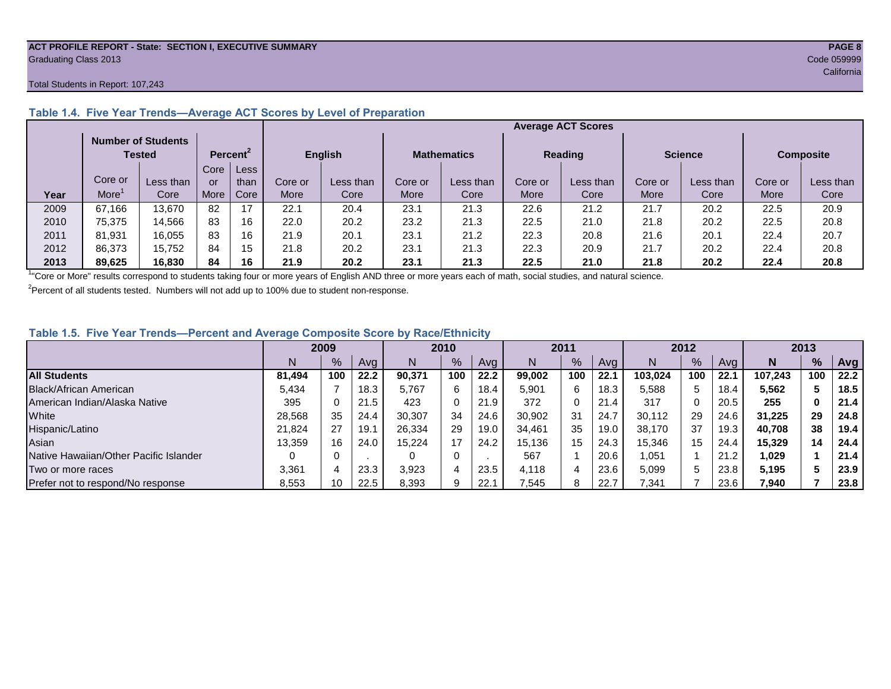ACT PROFILE REPORT - State: SECTION I, EXECUTIVE SUMMARY
Graduating Class 2013

Code 059999
California

Total Students in Report: 107,243

### Table 1.4. Five Year Trends—Average ACT Scores by Level of Preparation

| Year | Number of Students Tested | | Percent[2] | | Average ACT Scores | | | | | | | | | |
|---|---|---|---|---|---|---|---|---|---|---|---|---|---|---|
| | | | | | English | | Mathematics | | Reading | | Science | | Composite | |
| | Core or More[1] | Less than Core | Core or More | Less than Core | Core or More | Less than Core | Core or More | Less than Core | Core or More | Less than Core | Core or More | Less than Core | Core or More | Less than Core |
| 2009 | 67,166 | 13,670 | 82 | 17 | 22.1 | 20.4 | 23.1 | 21.3 | 22.6 | 21.2 | 21.7 | 20.2 | 22.5 | 20.9 |
| 2010 | 75,375 | 14,566 | 83 | 16 | 22.0 | 20.2 | 23.2 | 21.3 | 22.5 | 21.0 | 21.8 | 20.2 | 22.5 | 20.8 |
| 2011 | 81,931 | 16,055 | 83 | 16 | 21.9 | 20.1 | 23.1 | 21.2 | 22.3 | 20.8 | 21.6 | 20.1 | 22.4 | 20.7 |
| 2012 | 86,373 | 15,752 | 84 | 15 | 21.8 | 20.2 | 23.1 | 21.3 | 22.3 | 20.9 | 21.7 | 20.2 | 22.4 | 20.8 |
| **2013** | **89,625** | **16,830** | **84** | **16** | **21.9** | **20.2** | **23.1** | **21.3** | **22.5** | **21.0** | **21.8** | **20.2** | **22.4** | **20.8** |

[1]"Core or More" results correspond to students taking four or more years of English AND three or more years each of math, social studies, and natural science.

[2]Percent of all students tested. Numbers will not add up to 100% due to student non-response.

### Table 1.5. Five Year Trends—Percent and Average Composite Score by Race/Ethnicity

| | 2009 | | | 2010 | | | 2011 | | | 2012 | | | **2013** | | |
|---|---|---|---|---|---|---|---|---|---|---|---|---|---|---|---|
| | N | % | Avg | N | % | Avg | N | % | Avg | N | % | Avg | **N** | **%** | **Avg** |
| **All Students** | **81,494** | **100** | **22.2** | **90,371** | **100** | **22.2** | **99,002** | **100** | **22.1** | **103,024** | **100** | **22.1** | **107,243** | **100** | **22.2** |
| Black/African American | 5,434 | 7 | 18.3 | 5,767 | 6 | 18.4 | 5,901 | 6 | 18.3 | 5,588 | 5 | 18.4 | **5,562** | **5** | **18.5** |
| American Indian/Alaska Native | 395 | 0 | 21.5 | 423 | 0 | 21.9 | 372 | 0 | 21.4 | 317 | 0 | 20.5 | **255** | **0** | **21.4** |
| White | 28,568 | 35 | 24.4 | 30,307 | 34 | 24.6 | 30,902 | 31 | 24.7 | 30,112 | 29 | 24.6 | **31,225** | **29** | **24.8** |
| Hispanic/Latino | 21,824 | 27 | 19.1 | 26,334 | 29 | 19.0 | 34,461 | 35 | 19.0 | 38,170 | 37 | 19.3 | **40,708** | **38** | **19.4** |
| Asian | 13,359 | 16 | 24.0 | 15,224 | 17 | 24.2 | 15,136 | 15 | 24.3 | 15,346 | 15 | 24.4 | **15,329** | **14** | **24.4** |
| Native Hawaiian/Other Pacific Islander | 0 | 0 | . | 0 | 0 | . | 567 | 1 | 20.6 | 1,051 | 1 | 21.2 | **1,029** | **1** | **21.4** |
| Two or more races | 3,361 | 4 | 23.3 | 3,923 | 4 | 23.5 | 4,118 | 4 | 23.6 | 5,099 | 5 | 23.8 | **5,195** | **5** | **23.9** |
| Prefer not to respond/No response | 8,553 | 10 | 22.5 | 8,393 | 9 | 22.1 | 7,545 | 8 | 22.7 | 7,341 | 7 | 23.6 | **7,940** | **7** | **23.8** |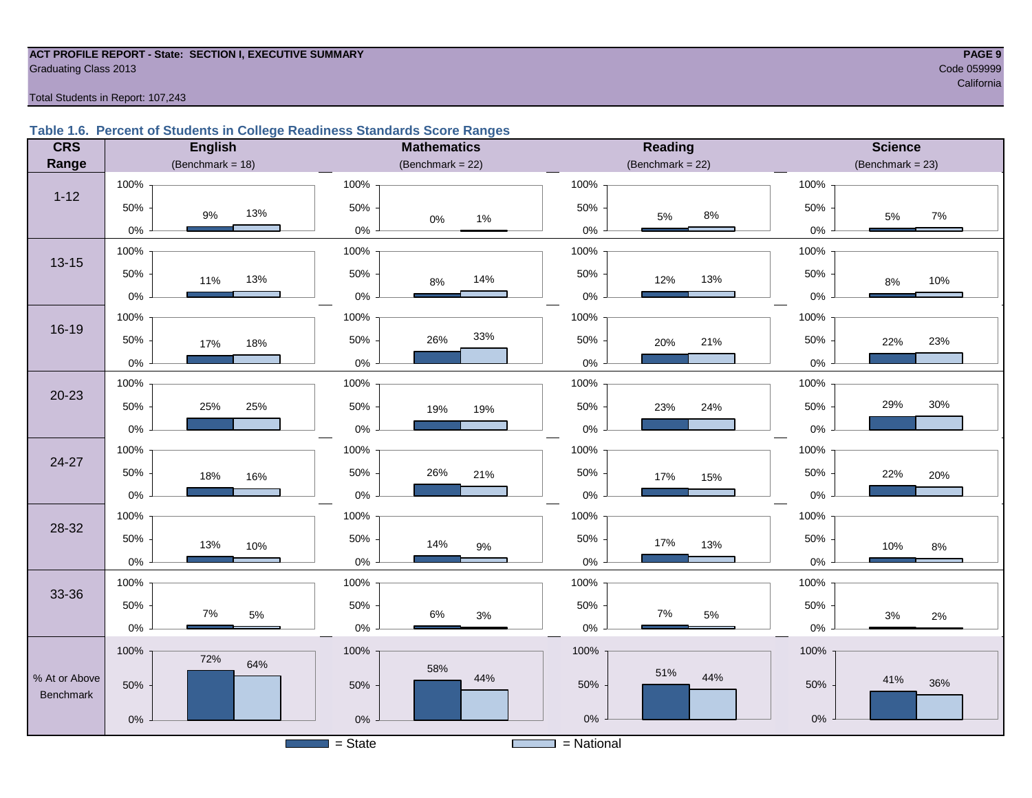**ACT PROFILE REPORT - State: SECTION I, EXECUTIVE SUMMARY**
Graduating Class 2013

Code 059999
California

Total Students in Report: 107,243

### Table 1.6. Percent of Students in College Readiness Standards Score Ranges

| CRS Range | English (Benchmark = 18) State | English National | Mathematics (Benchmark = 22) State | Mathematics National | Reading (Benchmark = 22) State | Reading National | Science (Benchmark = 23) State | Science National |
|---|---|---|---|---|---|---|---|---|
| 1-12 | 9% | 13% | 0% | 1% | 5% | 8% | 5% | 7% |
| 13-15 | 11% | 13% | 8% | 14% | 12% | 13% | 8% | 10% |
| 16-19 | 17% | 18% | 26% | 33% | 20% | 21% | 22% | 23% |
| 20-23 | 25% | 25% | 19% | 19% | 23% | 24% | 29% | 30% |
| 24-27 | 18% | 16% | 26% | 21% | 17% | 15% | 22% | 20% |
| 28-32 | 13% | 10% | 14% | 9% | 17% | 13% | 10% | 8% |
| 33-36 | 7% | 5% | 6% | 3% | 7% | 5% | 3% | 2% |
| % At or Above Benchmark | 72% | 64% | 58% | 44% | 51% | 44% | 41% | 36% |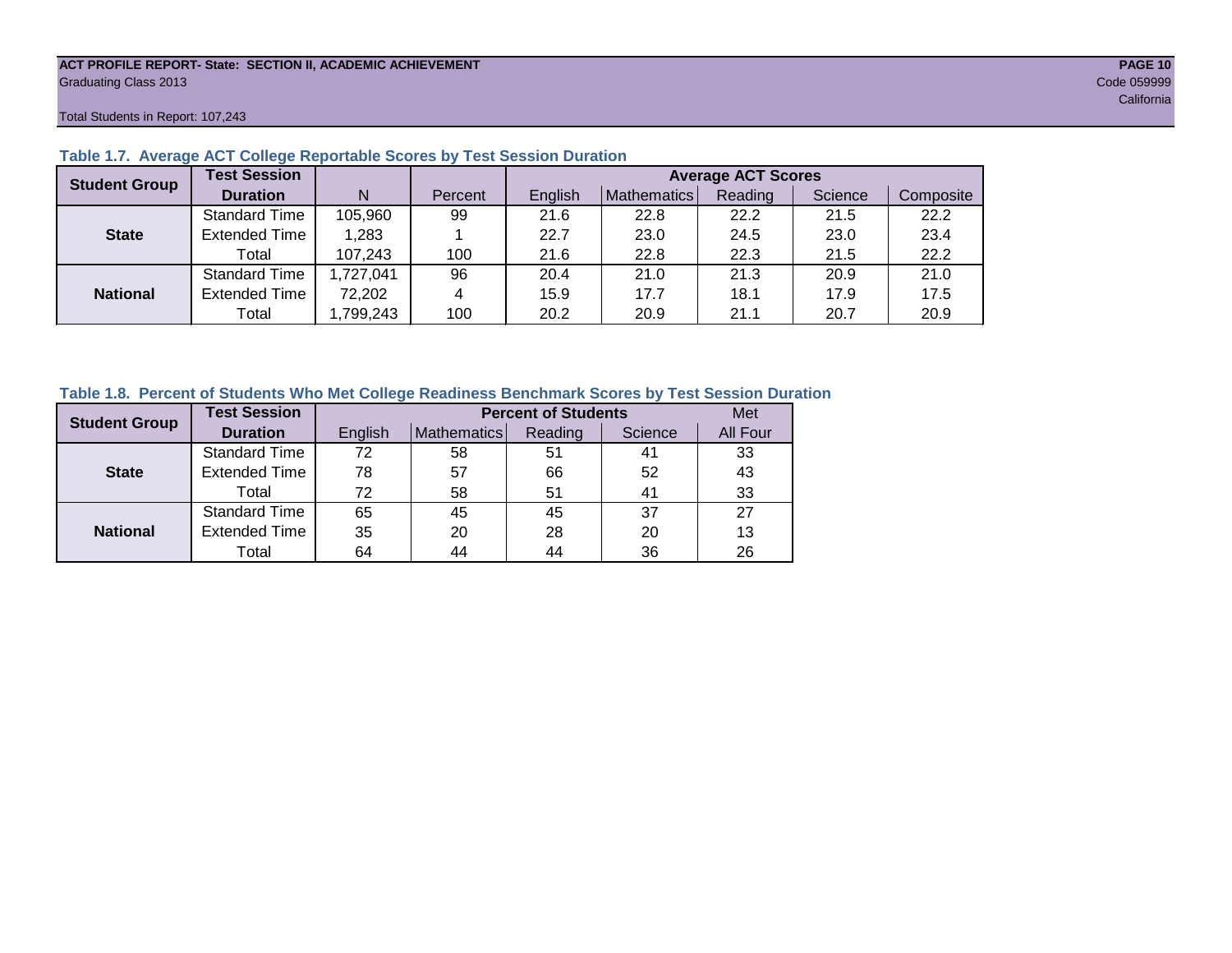ACT PROFILE REPORT- State: SECTION II, ACADEMIC ACHIEVEMENT
Graduating Class 2013
Code 059999
California

Total Students in Report: 107,243

**Table 1.7. Average ACT College Reportable Scores by Test Session Duration**

| Student Group | Test Session Duration | N | Percent | Average ACT Scores | | | | |
|---|---|---|---|---|---|---|---|---|
| | | | | English | Mathematics | Reading | Science | Composite |
| State | Standard Time | 105,960 | 99 | 21.6 | 22.8 | 22.2 | 21.5 | 22.2 |
| | Extended Time | 1,283 | 1 | 22.7 | 23.0 | 24.5 | 23.0 | 23.4 |
| | Total | 107,243 | 100 | 21.6 | 22.8 | 22.3 | 21.5 | 22.2 |
| National | Standard Time | 1,727,041 | 96 | 20.4 | 21.0 | 21.3 | 20.9 | 21.0 |
| | Extended Time | 72,202 | 4 | 15.9 | 17.7 | 18.1 | 17.9 | 17.5 |
| | Total | 1,799,243 | 100 | 20.2 | 20.9 | 21.1 | 20.7 | 20.9 |

**Table 1.8. Percent of Students Who Met College Readiness Benchmark Scores by Test Session Duration**

| Student Group | Test Session Duration | Percent of Students | | | | Met |
|---|---|---|---|---|---|---|
| | | English | Mathematics | Reading | Science | All Four |
| State | Standard Time | 72 | 58 | 51 | 41 | 33 |
| | Extended Time | 78 | 57 | 66 | 52 | 43 |
| | Total | 72 | 58 | 51 | 41 | 33 |
| National | Standard Time | 65 | 45 | 45 | 37 | 27 |
| | Extended Time | 35 | 20 | 28 | 20 | 13 |
| | Total | 64 | 44 | 44 | 36 | 26 |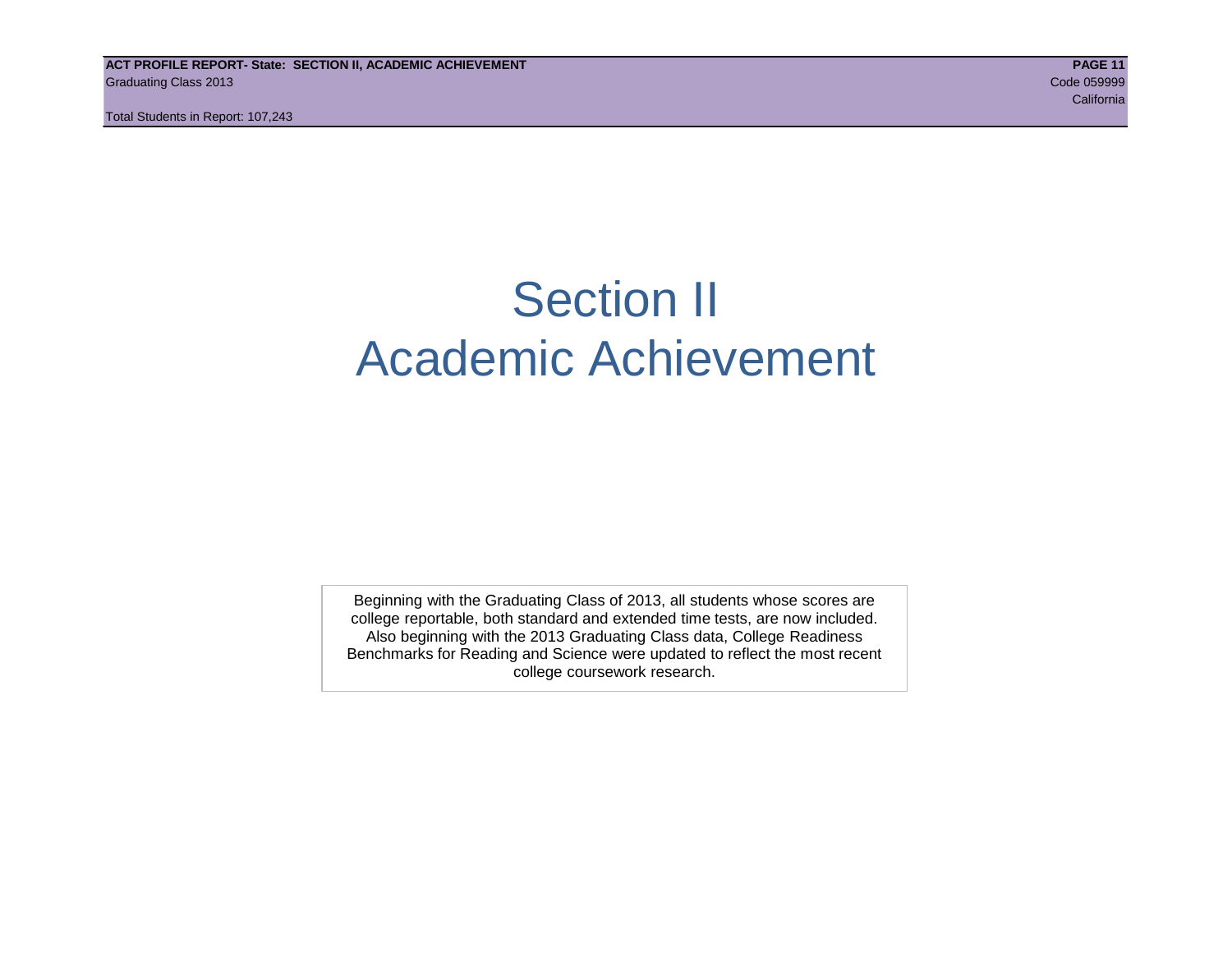# Section II
# Academic Achievement

Beginning with the Graduating Class of 2013, all students whose scores are college reportable, both standard and extended time tests, are now included. Also beginning with the 2013 Graduating Class data, College Readiness Benchmarks for Reading and Science were updated to reflect the most recent college coursework research.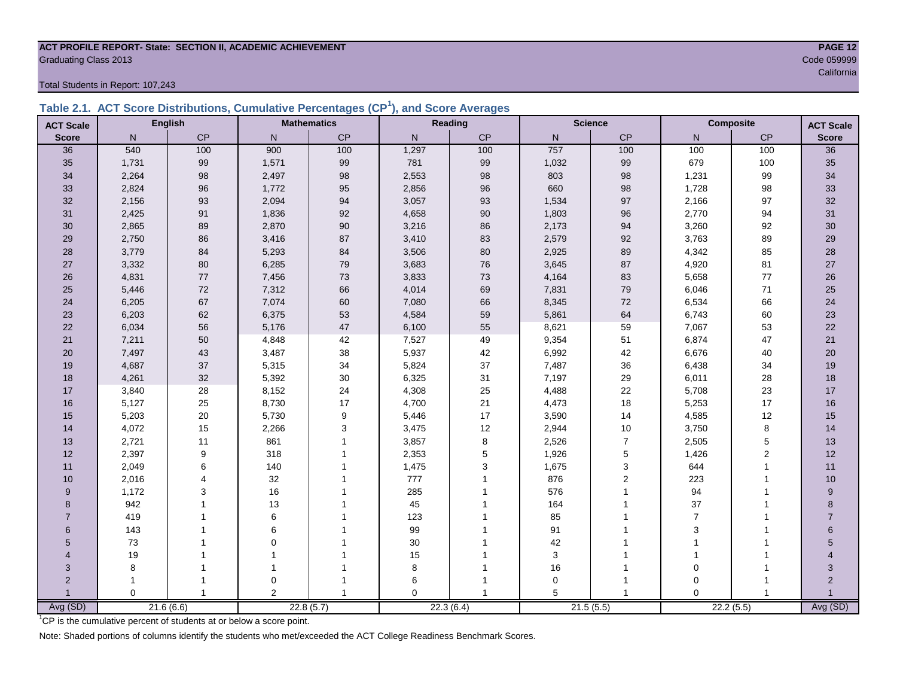**ACT PROFILE REPORT- State: SECTION II, ACADEMIC ACHIEVEMENT**

Graduating Class 2013

Code 059999

California

Total Students in Report: 107,243

## Table 2.1. ACT Score Distributions, Cumulative Percentages (CP[1]), and Score Averages

| ACT Scale | English | | Mathematics | | Reading | | Science | | Composite | | ACT Scale |
|---|---|---|---|---|---|---|---|---|---|---|---|
| Score | N | CP | N | CP | N | CP | N | CP | N | CP | Score |
| 36 | 540 | 100 | 900 | 100 | 1,297 | 100 | 757 | 100 | 100 | 100 | 36 |
| 35 | 1,731 | 99 | 1,571 | 99 | 781 | 99 | 1,032 | 99 | 679 | 100 | 35 |
| 34 | 2,264 | 98 | 2,497 | 98 | 2,553 | 98 | 803 | 98 | 1,231 | 99 | 34 |
| 33 | 2,824 | 96 | 1,772 | 95 | 2,856 | 96 | 660 | 98 | 1,728 | 98 | 33 |
| 32 | 2,156 | 93 | 2,094 | 94 | 3,057 | 93 | 1,534 | 97 | 2,166 | 97 | 32 |
| 31 | 2,425 | 91 | 1,836 | 92 | 4,658 | 90 | 1,803 | 96 | 2,770 | 94 | 31 |
| 30 | 2,865 | 89 | 2,870 | 90 | 3,216 | 86 | 2,173 | 94 | 3,260 | 92 | 30 |
| 29 | 2,750 | 86 | 3,416 | 87 | 3,410 | 83 | 2,579 | 92 | 3,763 | 89 | 29 |
| 28 | 3,779 | 84 | 5,293 | 84 | 3,506 | 80 | 2,925 | 89 | 4,342 | 85 | 28 |
| 27 | 3,332 | 80 | 6,285 | 79 | 3,683 | 76 | 3,645 | 87 | 4,920 | 81 | 27 |
| 26 | 4,831 | 77 | 7,456 | 73 | 3,833 | 73 | 4,164 | 83 | 5,658 | 77 | 26 |
| 25 | 5,446 | 72 | 7,312 | 66 | 4,014 | 69 | 7,831 | 79 | 6,046 | 71 | 25 |
| 24 | 6,205 | 67 | 7,074 | 60 | 7,080 | 66 | 8,345 | 72 | 6,534 | 66 | 24 |
| 23 | 6,203 | 62 | 6,375 | 53 | 4,584 | 59 | 5,861 | 64 | 6,743 | 60 | 23 |
| 22 | 6,034 | 56 | 5,176 | 47 | 6,100 | 55 | 8,621 | 59 | 7,067 | 53 | 22 |
| 21 | 7,211 | 50 | 4,848 | 42 | 7,527 | 49 | 9,354 | 51 | 6,874 | 47 | 21 |
| 20 | 7,497 | 43 | 3,487 | 38 | 5,937 | 42 | 6,992 | 42 | 6,676 | 40 | 20 |
| 19 | 4,687 | 37 | 5,315 | 34 | 5,824 | 37 | 7,487 | 36 | 6,438 | 34 | 19 |
| 18 | 4,261 | 32 | 5,392 | 30 | 6,325 | 31 | 7,197 | 29 | 6,011 | 28 | 18 |
| 17 | 3,840 | 28 | 8,152 | 24 | 4,308 | 25 | 4,488 | 22 | 5,708 | 23 | 17 |
| 16 | 5,127 | 25 | 8,730 | 17 | 4,700 | 21 | 4,473 | 18 | 5,253 | 17 | 16 |
| 15 | 5,203 | 20 | 5,730 | 9 | 5,446 | 17 | 3,590 | 14 | 4,585 | 12 | 15 |
| 14 | 4,072 | 15 | 2,266 | 3 | 3,475 | 12 | 2,944 | 10 | 3,750 | 8 | 14 |
| 13 | 2,721 | 11 | 861 | 1 | 3,857 | 8 | 2,526 | 7 | 2,505 | 5 | 13 |
| 12 | 2,397 | 9 | 318 | 1 | 2,353 | 5 | 1,926 | 5 | 1,426 | 2 | 12 |
| 11 | 2,049 | 6 | 140 | 1 | 1,475 | 3 | 1,675 | 3 | 644 | 1 | 11 |
| 10 | 2,016 | 4 | 32 | 1 | 777 | 1 | 876 | 2 | 223 | 1 | 10 |
| 9 | 1,172 | 3 | 16 | 1 | 285 | 1 | 576 | 1 | 94 | 1 | 9 |
| 8 | 942 | 1 | 13 | 1 | 45 | 1 | 164 | 1 | 37 | 1 | 8 |
| 7 | 419 | 1 | 6 | 1 | 123 | 1 | 85 | 1 | 7 | 1 | 7 |
| 6 | 143 | 1 | 6 | 1 | 99 | 1 | 91 | 1 | 3 | 1 | 6 |
| 5 | 73 | 1 | 0 | 1 | 30 | 1 | 42 | 1 | 1 | 1 | 5 |
| 4 | 19 | 1 | 1 | 1 | 15 | 1 | 3 | 1 | 1 | 1 | 4 |
| 3 | 8 | 1 | 1 | 1 | 8 | 1 | 16 | 1 | 0 | 1 | 3 |
| 2 | 1 | 1 | 0 | 1 | 6 | 1 | 0 | 1 | 0 | 1 | 2 |
| 1 | 0 | 1 | 2 | 1 | 0 | 1 | 5 | 1 | 0 | 1 | 1 |
| Avg (SD) | 21.6 (6.6) | | 22.8 (5.7) | | 22.3 (6.4) | | 21.5 (5.5) | | 22.2 (5.5) | | Avg (SD) |

[1]CP is the cumulative percent of students at or below a score point.

Note: Shaded portions of columns identify the students who met/exceeded the ACT College Readiness Benchmark Scores.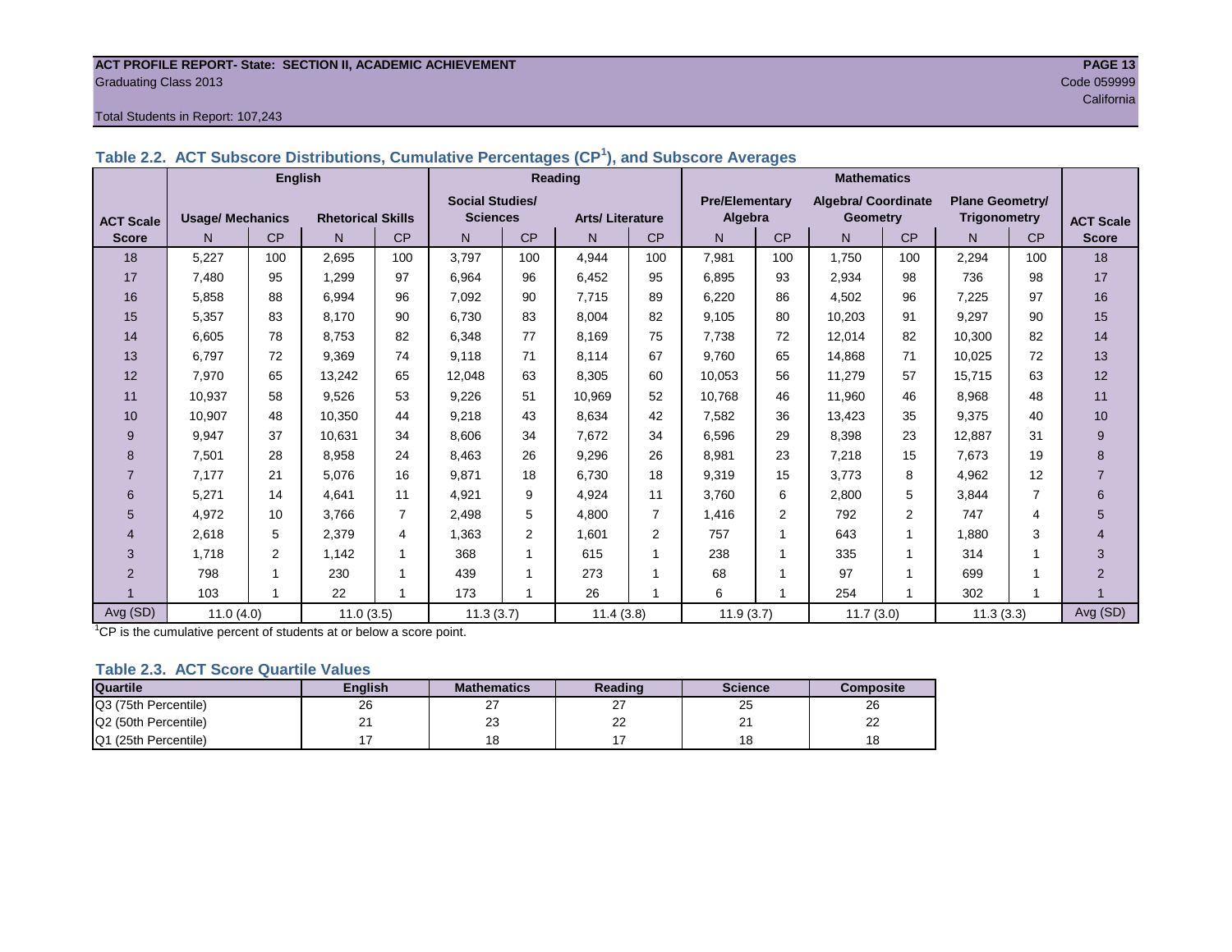ACT PROFILE REPORT- State: SECTION II, ACADEMIC ACHIEVEMENT
Graduating Class 2013
Code 059999
California

Total Students in Report: 107,243

## Table 2.2. ACT Subscore Distributions, Cumulative Percentages (CP[1]), and Subscore Averages

| | English | | | | Reading | | | | Mathematics | | | | | | |
|---|---|---|---|---|---|---|---|---|---|---|---|---|---|---|---|
| ACT Scale | Usage/ Mechanics | | Rhetorical Skills | | Social Studies/ Sciences | | Arts/ Literature | | Pre/Elementary Algebra | | Algebra/ Coordinate Geometry | | Plane Geometry/ Trigonometry | | ACT Scale |
| Score | N | CP | N | CP | N | CP | N | CP | N | CP | N | CP | N | CP | Score |
| 18 | 5,227 | 100 | 2,695 | 100 | 3,797 | 100 | 4,944 | 100 | 7,981 | 100 | 1,750 | 100 | 2,294 | 100 | 18 |
| 17 | 7,480 | 95 | 1,299 | 97 | 6,964 | 96 | 6,452 | 95 | 6,895 | 93 | 2,934 | 98 | 736 | 98 | 17 |
| 16 | 5,858 | 88 | 6,994 | 96 | 7,092 | 90 | 7,715 | 89 | 6,220 | 86 | 4,502 | 96 | 7,225 | 97 | 16 |
| 15 | 5,357 | 83 | 8,170 | 90 | 6,730 | 83 | 8,004 | 82 | 9,105 | 80 | 10,203 | 91 | 9,297 | 90 | 15 |
| 14 | 6,605 | 78 | 8,753 | 82 | 6,348 | 77 | 8,169 | 75 | 7,738 | 72 | 12,014 | 82 | 10,300 | 82 | 14 |
| 13 | 6,797 | 72 | 9,369 | 74 | 9,118 | 71 | 8,114 | 67 | 9,760 | 65 | 14,868 | 71 | 10,025 | 72 | 13 |
| 12 | 7,970 | 65 | 13,242 | 65 | 12,048 | 63 | 8,305 | 60 | 10,053 | 56 | 11,279 | 57 | 15,715 | 63 | 12 |
| 11 | 10,937 | 58 | 9,526 | 53 | 9,226 | 51 | 10,969 | 52 | 10,768 | 46 | 11,960 | 46 | 8,968 | 48 | 11 |
| 10 | 10,907 | 48 | 10,350 | 44 | 9,218 | 43 | 8,634 | 42 | 7,582 | 36 | 13,423 | 35 | 9,375 | 40 | 10 |
| 9 | 9,947 | 37 | 10,631 | 34 | 8,606 | 34 | 7,672 | 34 | 6,596 | 29 | 8,398 | 23 | 12,887 | 31 | 9 |
| 8 | 7,501 | 28 | 8,958 | 24 | 8,463 | 26 | 9,296 | 26 | 8,981 | 23 | 7,218 | 15 | 7,673 | 19 | 8 |
| 7 | 7,177 | 21 | 5,076 | 16 | 9,871 | 18 | 6,730 | 18 | 9,319 | 15 | 3,773 | 8 | 4,962 | 12 | 7 |
| 6 | 5,271 | 14 | 4,641 | 11 | 4,921 | 9 | 4,924 | 11 | 3,760 | 6 | 2,800 | 5 | 3,844 | 7 | 6 |
| 5 | 4,972 | 10 | 3,766 | 7 | 2,498 | 5 | 4,800 | 7 | 1,416 | 2 | 792 | 2 | 747 | 4 | 5 |
| 4 | 2,618 | 5 | 2,379 | 4 | 1,363 | 2 | 1,601 | 2 | 757 | 1 | 643 | 1 | 1,880 | 3 | 4 |
| 3 | 1,718 | 2 | 1,142 | 1 | 368 | 1 | 615 | 1 | 238 | 1 | 335 | 1 | 314 | 1 | 3 |
| 2 | 798 | 1 | 230 | 1 | 439 | 1 | 273 | 1 | 68 | 1 | 97 | 1 | 699 | 1 | 2 |
| 1 | 103 | 1 | 22 | 1 | 173 | 1 | 26 | 1 | 6 | 1 | 254 | 1 | 302 | 1 | 1 |
| Avg (SD) | 11.0 (4.0) | | 11.0 (3.5) | | 11.3 (3.7) | | 11.4 (3.8) | | 11.9 (3.7) | | 11.7 (3.0) | | 11.3 (3.3) | | Avg (SD) |

[1]CP is the cumulative percent of students at or below a score point.

## Table 2.3. ACT Score Quartile Values

| Quartile | English | Mathematics | Reading | Science | Composite |
|---|---|---|---|---|---|
| Q3 (75th Percentile) | 26 | 27 | 27 | 25 | 26 |
| Q2 (50th Percentile) | 21 | 23 | 22 | 21 | 22 |
| Q1 (25th Percentile) | 17 | 18 | 17 | 18 | 18 |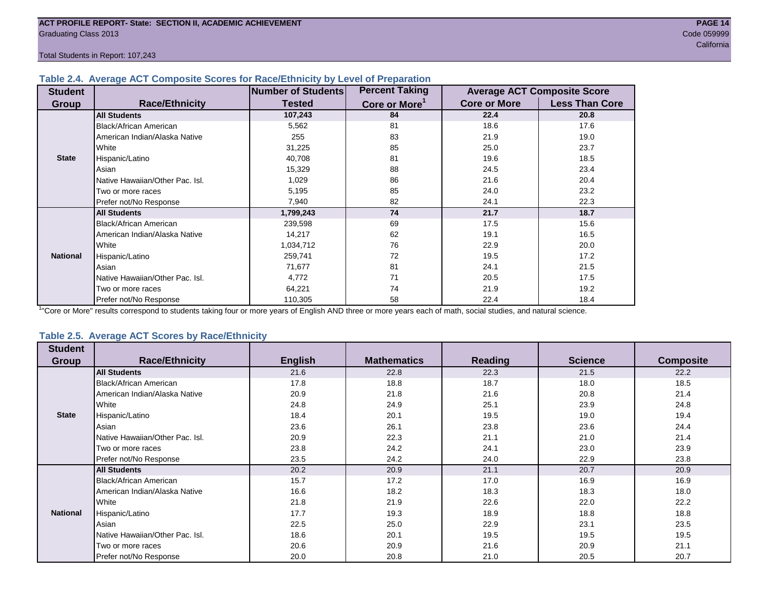**ACT PROFILE REPORT- State: SECTION II, ACADEMIC ACHIEVEMENT**
Graduating Class 2013

Code 059999
California

Total Students in Report: 107,243

### Table 2.4. Average ACT Composite Scores for Race/Ethnicity by Level of Preparation

| Student Group | Race/Ethnicity | Number of Students Tested | Percent Taking Core or More[1] | Average ACT Composite Score | |
|---|---|---|---|---|---|
| | | | | Core or More | Less Than Core |
| State | **All Students** | **107,243** | **84** | **22.4** | **20.8** |
| | Black/African American | 5,562 | 81 | 18.6 | 17.6 |
| | American Indian/Alaska Native | 255 | 83 | 21.9 | 19.0 |
| | White | 31,225 | 85 | 25.0 | 23.7 |
| | Hispanic/Latino | 40,708 | 81 | 19.6 | 18.5 |
| | Asian | 15,329 | 88 | 24.5 | 23.4 |
| | Native Hawaiian/Other Pac. Isl. | 1,029 | 86 | 21.6 | 20.4 |
| | Two or more races | 5,195 | 85 | 24.0 | 23.2 |
| | Prefer not/No Response | 7,940 | 82 | 24.1 | 22.3 |
| National | **All Students** | **1,799,243** | **74** | **21.7** | **18.7** |
| | Black/African American | 239,598 | 69 | 17.5 | 15.6 |
| | American Indian/Alaska Native | 14,217 | 62 | 19.1 | 16.5 |
| | White | 1,034,712 | 76 | 22.9 | 20.0 |
| | Hispanic/Latino | 259,741 | 72 | 19.5 | 17.2 |
| | Asian | 71,677 | 81 | 24.1 | 21.5 |
| | Native Hawaiian/Other Pac. Isl. | 4,772 | 71 | 20.5 | 17.5 |
| | Two or more races | 64,221 | 74 | 21.9 | 19.2 |
| | Prefer not/No Response | 110,305 | 58 | 22.4 | 18.4 |

[1]"Core or More" results correspond to students taking four or more years of English AND three or more years each of math, social studies, and natural science.

### Table 2.5. Average ACT Scores by Race/Ethnicity

| Student Group | Race/Ethnicity | English | Mathematics | Reading | Science | Composite |
|---|---|---|---|---|---|---|
| State | **All Students** | 21.6 | 22.8 | 22.3 | 21.5 | 22.2 |
| | Black/African American | 17.8 | 18.8 | 18.7 | 18.0 | 18.5 |
| | American Indian/Alaska Native | 20.9 | 21.8 | 21.6 | 20.8 | 21.4 |
| | White | 24.8 | 24.9 | 25.1 | 23.9 | 24.8 |
| | Hispanic/Latino | 18.4 | 20.1 | 19.5 | 19.0 | 19.4 |
| | Asian | 23.6 | 26.1 | 23.8 | 23.6 | 24.4 |
| | Native Hawaiian/Other Pac. Isl. | 20.9 | 22.3 | 21.1 | 21.0 | 21.4 |
| | Two or more races | 23.8 | 24.2 | 24.1 | 23.0 | 23.9 |
| | Prefer not/No Response | 23.5 | 24.2 | 24.0 | 22.9 | 23.8 |
| National | **All Students** | 20.2 | 20.9 | 21.1 | 20.7 | 20.9 |
| | Black/African American | 15.7 | 17.2 | 17.0 | 16.9 | 16.9 |
| | American Indian/Alaska Native | 16.6 | 18.2 | 18.3 | 18.3 | 18.0 |
| | White | 21.8 | 21.9 | 22.6 | 22.0 | 22.2 |
| | Hispanic/Latino | 17.7 | 19.3 | 18.9 | 18.8 | 18.8 |
| | Asian | 22.5 | 25.0 | 22.9 | 23.1 | 23.5 |
| | Native Hawaiian/Other Pac. Isl. | 18.6 | 20.1 | 19.5 | 19.5 | 19.5 |
| | Two or more races | 20.6 | 20.9 | 21.6 | 20.9 | 21.1 |
| | Prefer not/No Response | 20.0 | 20.8 | 21.0 | 20.5 | 20.7 |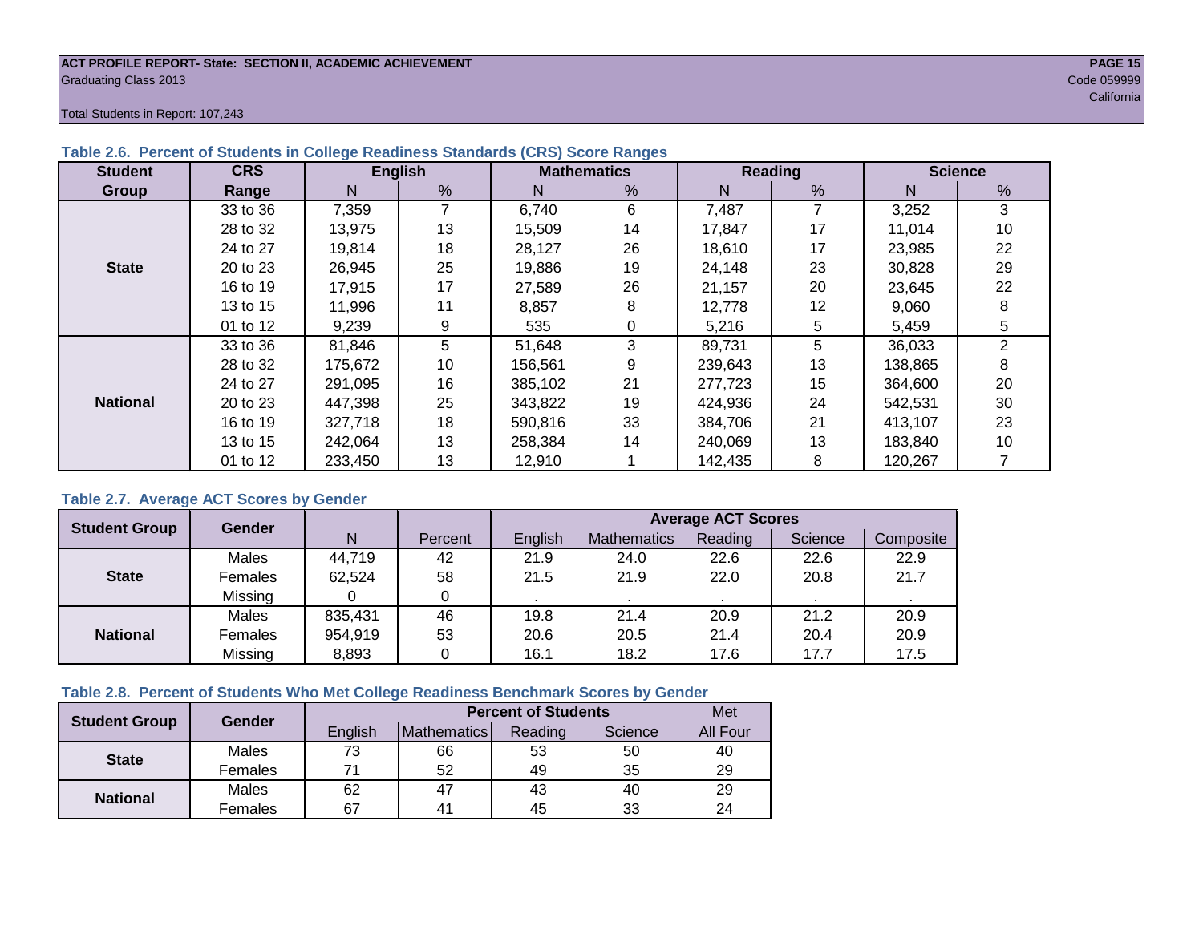ACT PROFILE REPORT- State: SECTION II, ACADEMIC ACHIEVEMENT

Graduating Class 2013

Code 059999

California

Total Students in Report: 107,243

### Table 2.6. Percent of Students in College Readiness Standards (CRS) Score Ranges

| Student Group | CRS Range | English | | Mathematics | | Reading | | Science | |
|---|---|---|---|---|---|---|---|---|---|
| | | N | % | N | % | N | % | N | % |
| State | 33 to 36 | 7,359 | 7 | 6,740 | 6 | 7,487 | 7 | 3,252 | 3 |
| | 28 to 32 | 13,975 | 13 | 15,509 | 14 | 17,847 | 17 | 11,014 | 10 |
| | 24 to 27 | 19,814 | 18 | 28,127 | 26 | 18,610 | 17 | 23,985 | 22 |
| | 20 to 23 | 26,945 | 25 | 19,886 | 19 | 24,148 | 23 | 30,828 | 29 |
| | 16 to 19 | 17,915 | 17 | 27,589 | 26 | 21,157 | 20 | 23,645 | 22 |
| | 13 to 15 | 11,996 | 11 | 8,857 | 8 | 12,778 | 12 | 9,060 | 8 |
| | 01 to 12 | 9,239 | 9 | 535 | 0 | 5,216 | 5 | 5,459 | 5 |
| National | 33 to 36 | 81,846 | 5 | 51,648 | 3 | 89,731 | 5 | 36,033 | 2 |
| | 28 to 32 | 175,672 | 10 | 156,561 | 9 | 239,643 | 13 | 138,865 | 8 |
| | 24 to 27 | 291,095 | 16 | 385,102 | 21 | 277,723 | 15 | 364,600 | 20 |
| | 20 to 23 | 447,398 | 25 | 343,822 | 19 | 424,936 | 24 | 542,531 | 30 |
| | 16 to 19 | 327,718 | 18 | 590,816 | 33 | 384,706 | 21 | 413,107 | 23 |
| | 13 to 15 | 242,064 | 13 | 258,384 | 14 | 240,069 | 13 | 183,840 | 10 |
| | 01 to 12 | 233,450 | 13 | 12,910 | 1 | 142,435 | 8 | 120,267 | 7 |

### Table 2.7. Average ACT Scores by Gender

| Student Group | Gender | | | Average ACT Scores | | | | |
|---|---|---|---|---|---|---|---|---|
| | | N | Percent | English | Mathematics | Reading | Science | Composite |
| State | Males | 44,719 | 42 | 21.9 | 24.0 | 22.6 | 22.6 | 22.9 |
| | Females | 62,524 | 58 | 21.5 | 21.9 | 22.0 | 20.8 | 21.7 |
| | Missing | 0 | 0 | . | . | . | . | . |
| National | Males | 835,431 | 46 | 19.8 | 21.4 | 20.9 | 21.2 | 20.9 |
| | Females | 954,919 | 53 | 20.6 | 20.5 | 21.4 | 20.4 | 20.9 |
| | Missing | 8,893 | 0 | 16.1 | 18.2 | 17.6 | 17.7 | 17.5 |

### Table 2.8. Percent of Students Who Met College Readiness Benchmark Scores by Gender

| Student Group | Gender | Percent of Students | | | | Met |
|---|---|---|---|---|---|---|
| | | English | Mathematics | Reading | Science | All Four |
| State | Males | 73 | 66 | 53 | 50 | 40 |
| | Females | 71 | 52 | 49 | 35 | 29 |
| National | Males | 62 | 47 | 43 | 40 | 29 |
| | Females | 67 | 41 | 45 | 33 | 24 |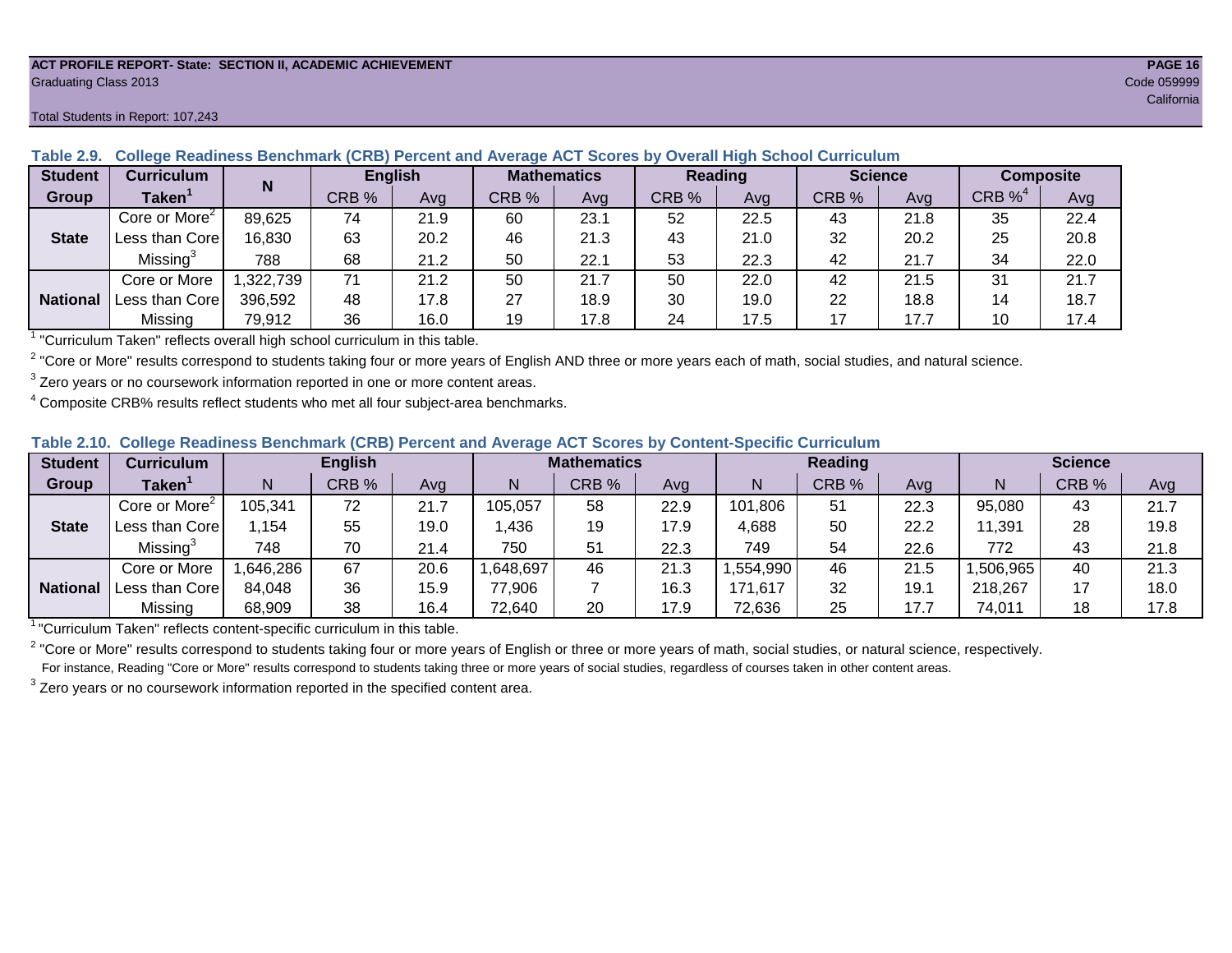**ACT PROFILE REPORT- State: SECTION II, ACADEMIC ACHIEVEMENT**
Graduating Class 2013
Code 059999
California

Total Students in Report: 107,243

### Table 2.9. College Readiness Benchmark (CRB) Percent and Average ACT Scores by Overall High School Curriculum

| Student Group | Curriculum Taken[1] | N | English | | Mathematics | | Reading | | Science | | Composite | |
|---|---|---|---|---|---|---|---|---|---|---|---|---|
| | | | CRB % | Avg | CRB % | Avg | CRB % | Avg | CRB % | Avg | CRB %[4] | Avg |
| State | Core or More[2] | 89,625 | 74 | 21.9 | 60 | 23.1 | 52 | 22.5 | 43 | 21.8 | 35 | 22.4 |
| | Less than Core | 16,830 | 63 | 20.2 | 46 | 21.3 | 43 | 21.0 | 32 | 20.2 | 25 | 20.8 |
| | Missing[3] | 788 | 68 | 21.2 | 50 | 22.1 | 53 | 22.3 | 42 | 21.7 | 34 | 22.0 |
| National | Core or More | 1,322,739 | 71 | 21.2 | 50 | 21.7 | 50 | 22.0 | 42 | 21.5 | 31 | 21.7 |
| | Less than Core | 396,592 | 48 | 17.8 | 27 | 18.9 | 30 | 19.0 | 22 | 18.8 | 14 | 18.7 |
| | Missing | 79,912 | 36 | 16.0 | 19 | 17.8 | 24 | 17.5 | 17 | 17.7 | 10 | 17.4 |

[1] "Curriculum Taken" reflects overall high school curriculum in this table.

[2] "Core or More" results correspond to students taking four or more years of English AND three or more years each of math, social studies, and natural science.

[3] Zero years or no coursework information reported in one or more content areas.

[4] Composite CRB% results reflect students who met all four subject-area benchmarks.

### Table 2.10. College Readiness Benchmark (CRB) Percent and Average ACT Scores by Content-Specific Curriculum

| Student Group | Curriculum Taken[1] | English | | | Mathematics | | | Reading | | | Science | | |
|---|---|---|---|---|---|---|---|---|---|---|---|---|---|
| | | N | CRB % | Avg | N | CRB % | Avg | N | CRB % | Avg | N | CRB % | Avg |
| State | Core or More[2] | 105,341 | 72 | 21.7 | 105,057 | 58 | 22.9 | 101,806 | 51 | 22.3 | 95,080 | 43 | 21.7 |
| | Less than Core | 1,154 | 55 | 19.0 | 1,436 | 19 | 17.9 | 4,688 | 50 | 22.2 | 11,391 | 28 | 19.8 |
| | Missing[3] | 748 | 70 | 21.4 | 750 | 51 | 22.3 | 749 | 54 | 22.6 | 772 | 43 | 21.8 |
| National | Core or More | 1,646,286 | 67 | 20.6 | 1,648,697 | 46 | 21.3 | 1,554,990 | 46 | 21.5 | 1,506,965 | 40 | 21.3 |
| | Less than Core | 84,048 | 36 | 15.9 | 77,906 | 7 | 16.3 | 171,617 | 32 | 19.1 | 218,267 | 17 | 18.0 |
| | Missing | 68,909 | 38 | 16.4 | 72,640 | 20 | 17.9 | 72,636 | 25 | 17.7 | 74,011 | 18 | 17.8 |

[1] "Curriculum Taken" reflects content-specific curriculum in this table.

[2] "Core or More" results correspond to students taking four or more years of English or three or more years of math, social studies, or natural science, respectively. For instance, Reading "Core or More" results correspond to students taking three or more years of social studies, regardless of courses taken in other content areas.

[3] Zero years or no coursework information reported in the specified content area.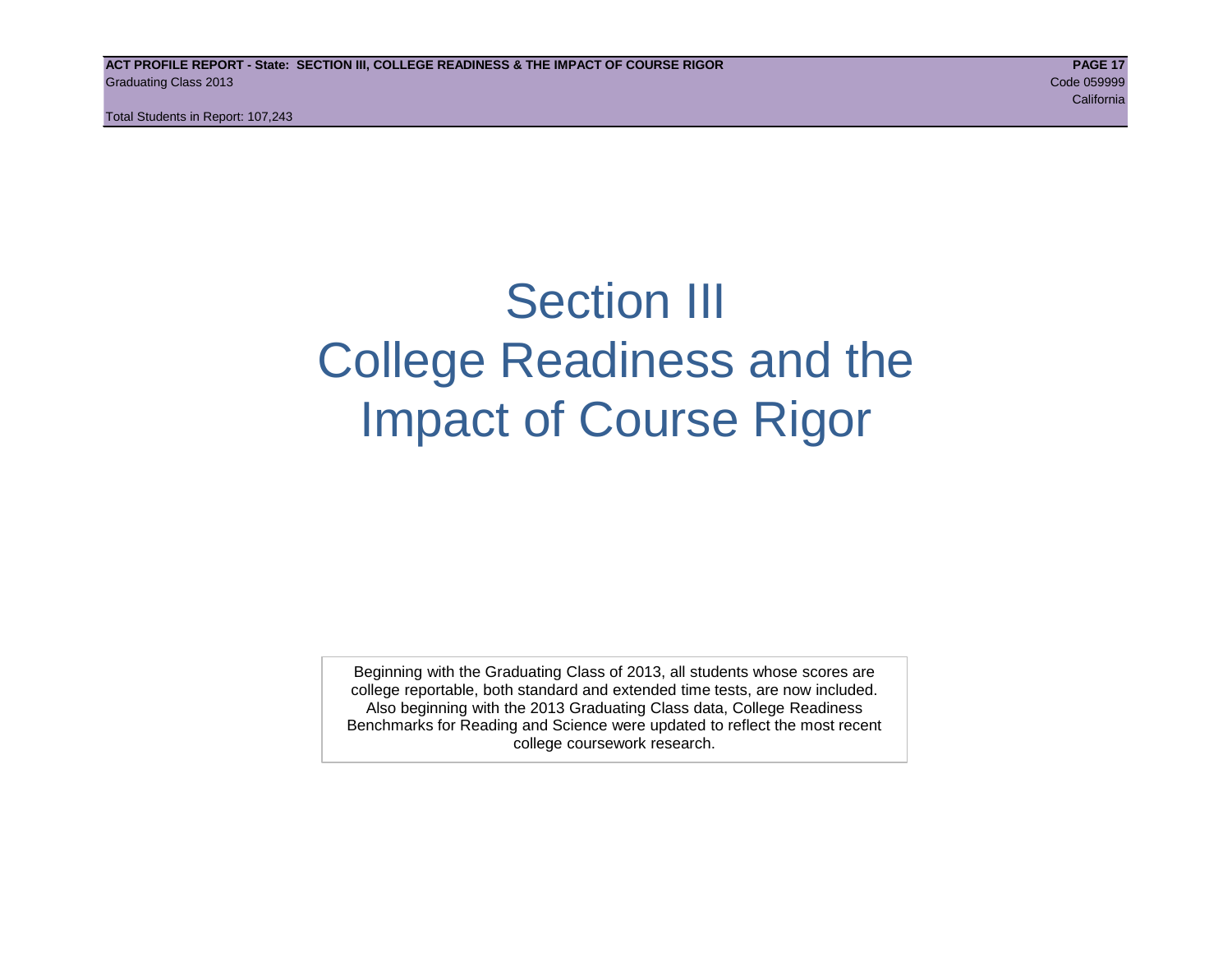# Section III
# College Readiness and the Impact of Course Rigor

Beginning with the Graduating Class of 2013, all students whose scores are college reportable, both standard and extended time tests, are now included. Also beginning with the 2013 Graduating Class data, College Readiness Benchmarks for Reading and Science were updated to reflect the most recent college coursework research.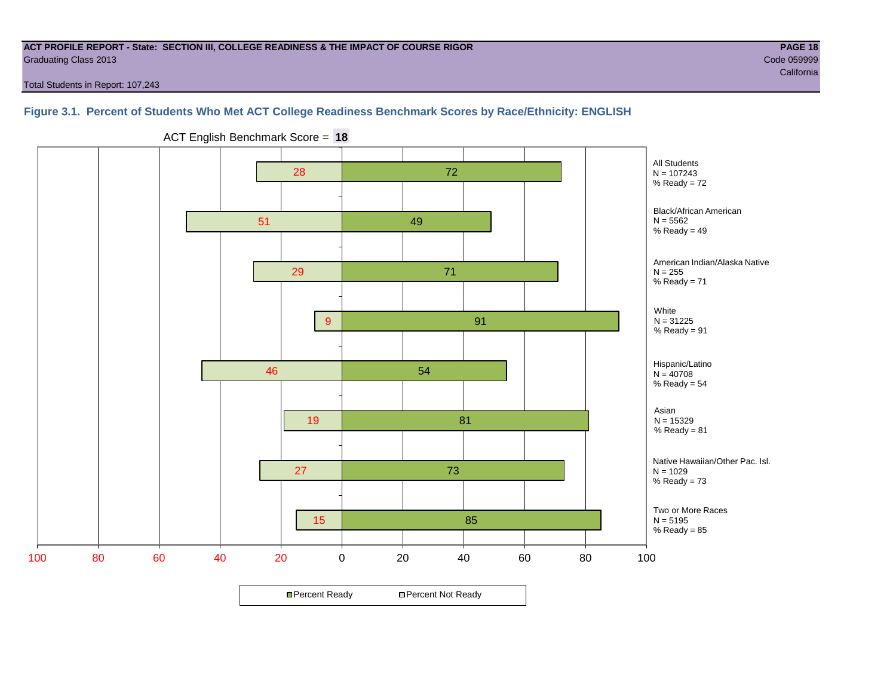**ACT PROFILE REPORT - State: SECTION III, COLLEGE READINESS & THE IMPACT OF COURSE RIGOR**
Graduating Class 2013

Code 059999
California

Total Students in Report: 107,243

### Figure 3.1. Percent of Students Who Met ACT College Readiness Benchmark Scores by Race/Ethnicity: ENGLISH

ACT English Benchmark Score = **18**

| Group | N | Percent Not Ready | Percent Ready |
|---|---|---|---|
| All Students | 107243 | 28 | 72 |
| Black/African American | 5562 | 51 | 49 |
| American Indian/Alaska Native | 255 | 29 | 71 |
| White | 31225 | 9 | 91 |
| Hispanic/Latino | 40708 | 46 | 54 |
| Asian | 15329 | 19 | 81 |
| Native Hawaiian/Other Pac. Isl. | 1029 | 27 | 73 |
| Two or More Races | 5195 | 15 | 85 |

Percent Ready | Percent Not Ready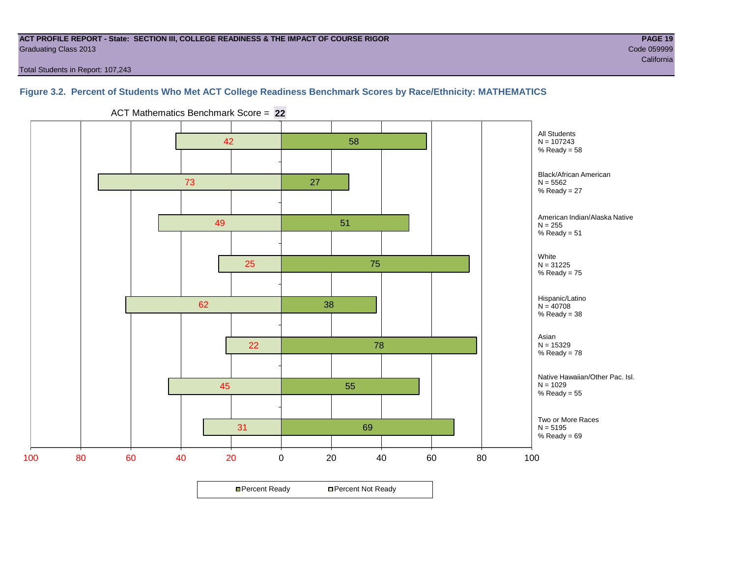**ACT PROFILE REPORT - State: SECTION III, COLLEGE READINESS & THE IMPACT OF COURSE RIGOR**
Graduating Class 2013
Code 059999
California

Total Students in Report: 107,243

### Figure 3.2. Percent of Students Who Met ACT College Readiness Benchmark Scores by Race/Ethnicity: MATHEMATICS

ACT Mathematics Benchmark Score = **22**

| Group | N | Percent Not Ready | Percent Ready |
|---|---|---|---|
| All Students | 107243 | 42 | 58 |
| Black/African American | 5562 | 73 | 27 |
| American Indian/Alaska Native | 255 | 49 | 51 |
| White | 31225 | 25 | 75 |
| Hispanic/Latino | 40708 | 62 | 38 |
| Asian | 15329 | 22 | 78 |
| Native Hawaiian/Other Pac. Isl. | 1029 | 45 | 55 |
| Two or More Races | 5195 | 31 | 69 |

Percent Ready | Percent Not Ready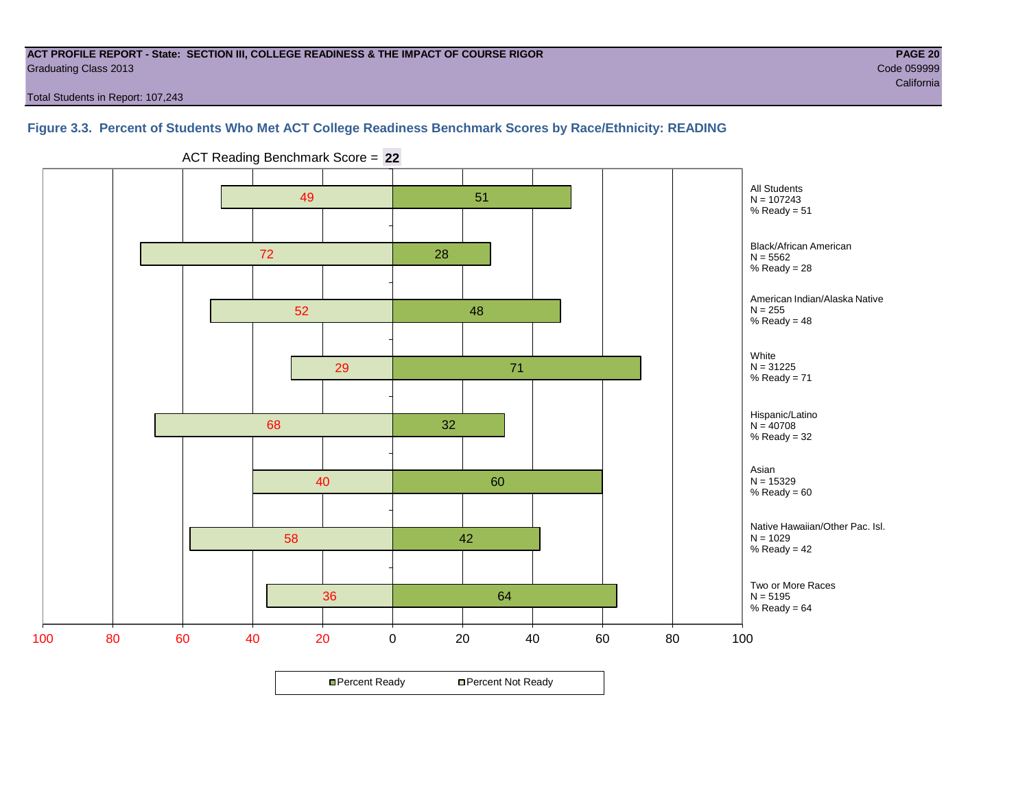**ACT PROFILE REPORT - State: SECTION III, COLLEGE READINESS & THE IMPACT OF COURSE RIGOR**
Graduating Class 2013
Code 059999
California

Total Students in Report: 107,243

### Figure 3.3. Percent of Students Who Met ACT College Readiness Benchmark Scores by Race/Ethnicity: READING

ACT Reading Benchmark Score = **22**

| Group | N | Percent Not Ready | Percent Ready |
|---|---|---|---|
| All Students | 107243 | 49 | 51 |
| Black/African American | 5562 | 72 | 28 |
| American Indian/Alaska Native | 255 | 52 | 48 |
| White | 31225 | 29 | 71 |
| Hispanic/Latino | 40708 | 68 | 32 |
| Asian | 15329 | 40 | 60 |
| Native Hawaiian/Other Pac. Isl. | 1029 | 58 | 42 |
| Two or More Races | 5195 | 36 | 64 |

Percent Ready / Percent Not Ready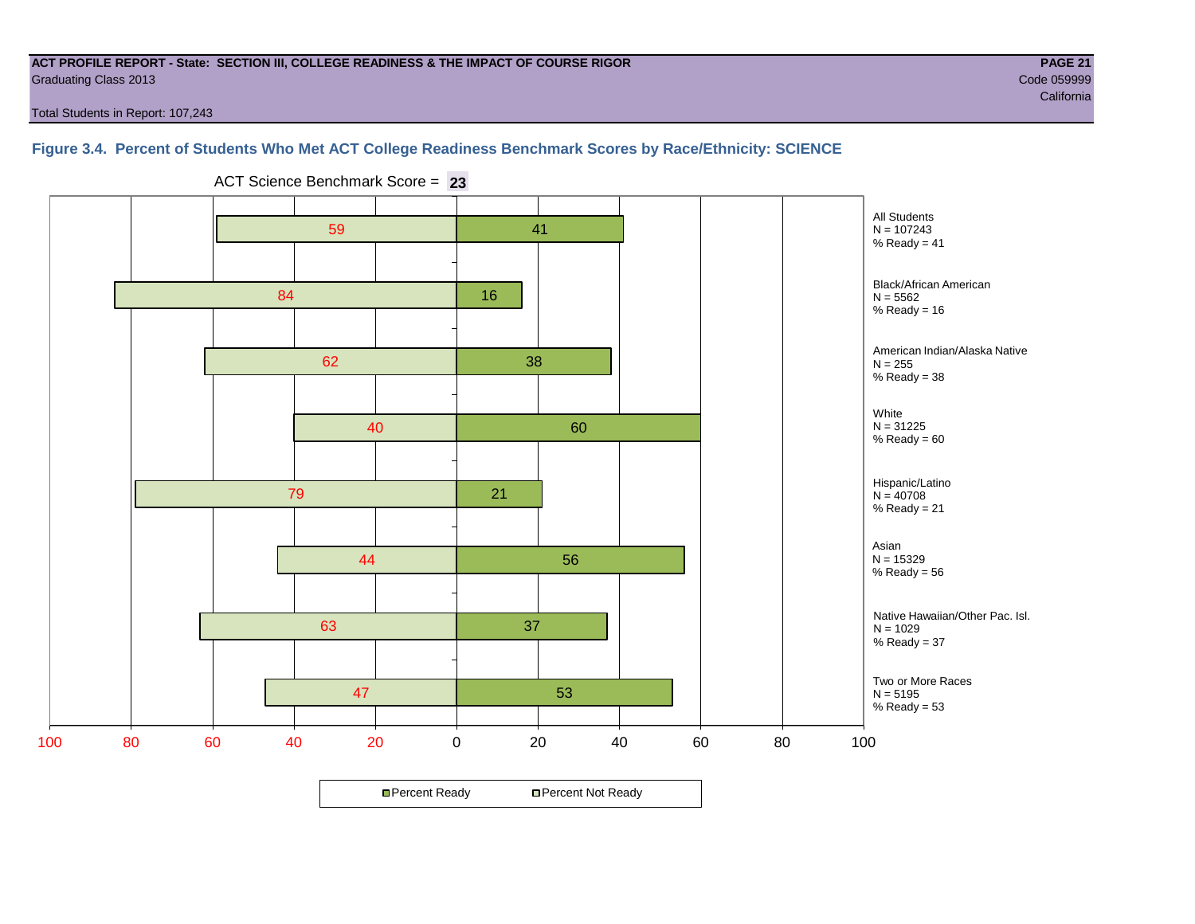**ACT PROFILE REPORT - State: SECTION III, COLLEGE READINESS & THE IMPACT OF COURSE RIGOR**
Graduating Class 2013
Code 059999
California

Total Students in Report: 107,243

### Figure 3.4. Percent of Students Who Met ACT College Readiness Benchmark Scores by Race/Ethnicity: SCIENCE

ACT Science Benchmark Score = **23**

| Group | N | Percent Not Ready | Percent Ready |
|---|---|---|---|
| All Students | 107243 | 59 | 41 |
| Black/African American | 5562 | 84 | 16 |
| American Indian/Alaska Native | 255 | 62 | 38 |
| White | 31225 | 40 | 60 |
| Hispanic/Latino | 40708 | 79 | 21 |
| Asian | 15329 | 44 | 56 |
| Native Hawaiian/Other Pac. Isl. | 1029 | 63 | 37 |
| Two or More Races | 5195 | 47 | 53 |

All Students
N = 107243
% Ready = 41

Black/African American
N = 5562
% Ready = 16

American Indian/Alaska Native
N = 255
% Ready = 38

White
N = 31225
% Ready = 60

Hispanic/Latino
N = 40708
% Ready = 21

Asian
N = 15329
% Ready = 56

Native Hawaiian/Other Pac. Isl.
N = 1029
% Ready = 37

Two or More Races
N = 5195
% Ready = 53

Percent Ready / Percent Not Ready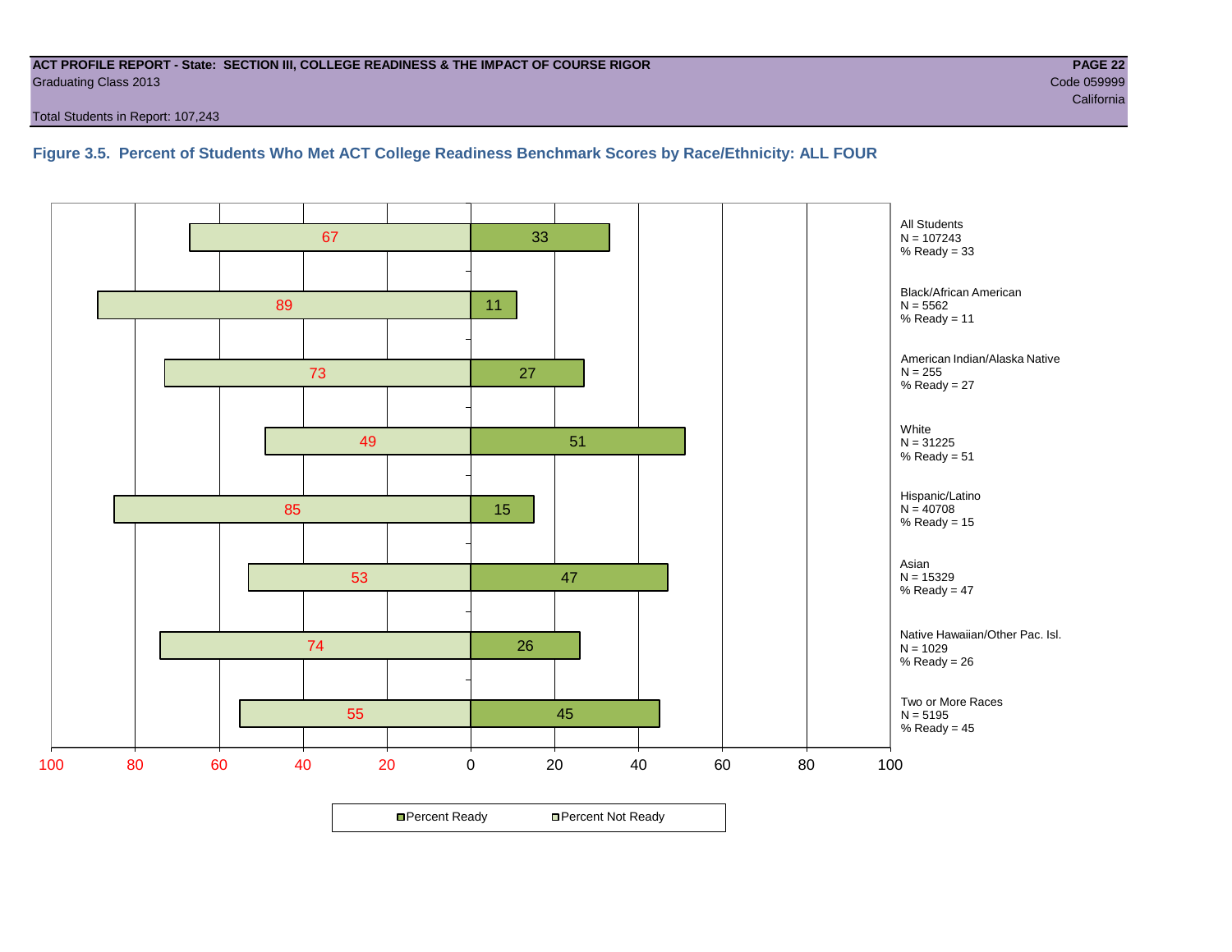**ACT PROFILE REPORT - State: SECTION III, COLLEGE READINESS & THE IMPACT OF COURSE RIGOR**
Graduating Class 2013

Code 059999
California

Total Students in Report: 107,243

### Figure 3.5. Percent of Students Who Met ACT College Readiness Benchmark Scores by Race/Ethnicity: ALL FOUR

| Group | N | Percent Not Ready | Percent Ready |
|---|---|---|---|
| All Students | 107243 | 67 | 33 |
| Black/African American | 5562 | 89 | 11 |
| American Indian/Alaska Native | 255 | 73 | 27 |
| White | 31225 | 49 | 51 |
| Hispanic/Latino | 40708 | 85 | 15 |
| Asian | 15329 | 53 | 47 |
| Native Hawaiian/Other Pac. Isl. | 1029 | 74 | 26 |
| Two or More Races | 5195 | 55 | 45 |

All Students
N = 107243
% Ready = 33

Black/African American
N = 5562
% Ready = 11

American Indian/Alaska Native
N = 255
% Ready = 27

White
N = 31225
% Ready = 51

Hispanic/Latino
N = 40708
% Ready = 15

Asian
N = 15329
% Ready = 47

Native Hawaiian/Other Pac. Isl.
N = 1029
% Ready = 26

Two or More Races
N = 5195
% Ready = 45

Percent Ready | Percent Not Ready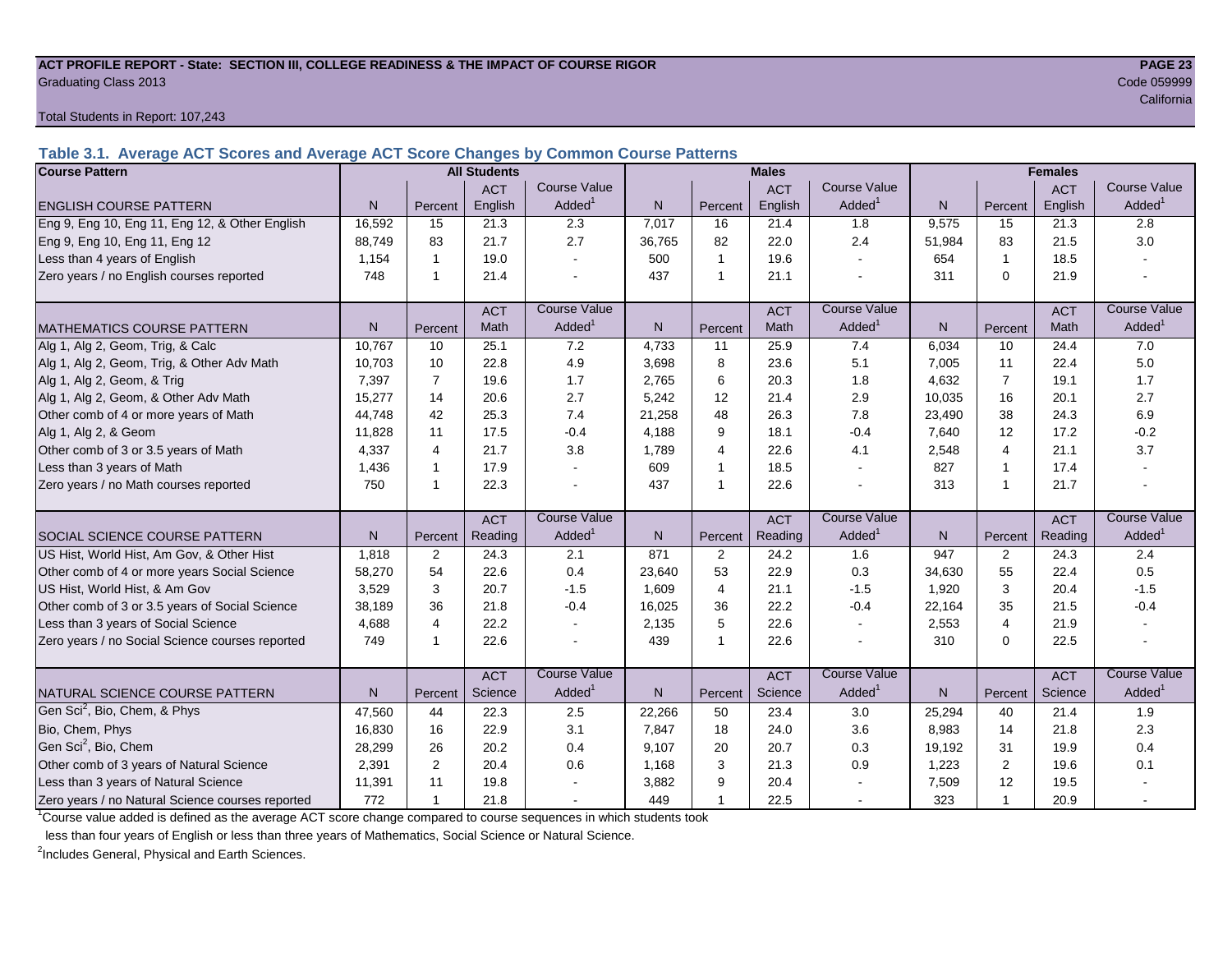**ACT PROFILE REPORT - State: SECTION III, COLLEGE READINESS & THE IMPACT OF COURSE RIGOR**

Graduating Class 2013

Code 059999

California

Total Students in Report: 107,243

### Table 3.1. Average ACT Scores and Average ACT Score Changes by Common Course Patterns

| Course Pattern | All Students | | | | Males | | | | Females | | | |
|---|---|---|---|---|---|---|---|---|---|---|---|---|
| ENGLISH COURSE PATTERN | N | Percent | ACT English | Course Value Added[1] | N | Percent | ACT English | Course Value Added[1] | N | Percent | ACT English | Course Value Added[1] |
| Eng 9, Eng 10, Eng 11, Eng 12, & Other English | 16,592 | 15 | 21.3 | 2.3 | 7,017 | 16 | 21.4 | 1.8 | 9,575 | 15 | 21.3 | 2.8 |
| Eng 9, Eng 10, Eng 11, Eng 12 | 88,749 | 83 | 21.7 | 2.7 | 36,765 | 82 | 22.0 | 2.4 | 51,984 | 83 | 21.5 | 3.0 |
| Less than 4 years of English | 1,154 | 1 | 19.0 | - | 500 | 1 | 19.6 | - | 654 | 1 | 18.5 | - |
| Zero years / no English courses reported | 748 | 1 | 21.4 | - | 437 | 1 | 21.1 | - | 311 | 0 | 21.9 | - |
| MATHEMATICS COURSE PATTERN | N | Percent | ACT Math | Course Value Added[1] | N | Percent | ACT Math | Course Value Added[1] | N | Percent | ACT Math | Course Value Added[1] |
| Alg 1, Alg 2, Geom, Trig, & Calc | 10,767 | 10 | 25.1 | 7.2 | 4,733 | 11 | 25.9 | 7.4 | 6,034 | 10 | 24.4 | 7.0 |
| Alg 1, Alg 2, Geom, Trig, & Other Adv Math | 10,703 | 10 | 22.8 | 4.9 | 3,698 | 8 | 23.6 | 5.1 | 7,005 | 11 | 22.4 | 5.0 |
| Alg 1, Alg 2, Geom, & Trig | 7,397 | 7 | 19.6 | 1.7 | 2,765 | 6 | 20.3 | 1.8 | 4,632 | 7 | 19.1 | 1.7 |
| Alg 1, Alg 2, Geom, & Other Adv Math | 15,277 | 14 | 20.6 | 2.7 | 5,242 | 12 | 21.4 | 2.9 | 10,035 | 16 | 20.1 | 2.7 |
| Other comb of 4 or more years of Math | 44,748 | 42 | 25.3 | 7.4 | 21,258 | 48 | 26.3 | 7.8 | 23,490 | 38 | 24.3 | 6.9 |
| Alg 1, Alg 2, & Geom | 11,828 | 11 | 17.5 | -0.4 | 4,188 | 9 | 18.1 | -0.4 | 7,640 | 12 | 17.2 | -0.2 |
| Other comb of 3 or 3.5 years of Math | 4,337 | 4 | 21.7 | 3.8 | 1,789 | 4 | 22.6 | 4.1 | 2,548 | 4 | 21.1 | 3.7 |
| Less than 3 years of Math | 1,436 | 1 | 17.9 | - | 609 | 1 | 18.5 | - | 827 | 1 | 17.4 | - |
| Zero years / no Math courses reported | 750 | 1 | 22.3 | - | 437 | 1 | 22.6 | - | 313 | 1 | 21.7 | - |
| SOCIAL SCIENCE COURSE PATTERN | N | Percent | ACT Reading | Course Value Added[1] | N | Percent | ACT Reading | Course Value Added[1] | N | Percent | ACT Reading | Course Value Added[1] |
| US Hist, World Hist, Am Gov, & Other Hist | 1,818 | 2 | 24.3 | 2.1 | 871 | 2 | 24.2 | 1.6 | 947 | 2 | 24.3 | 2.4 |
| Other comb of 4 or more years Social Science | 58,270 | 54 | 22.6 | 0.4 | 23,640 | 53 | 22.9 | 0.3 | 34,630 | 55 | 22.4 | 0.5 |
| US Hist, World Hist, & Am Gov | 3,529 | 3 | 20.7 | -1.5 | 1,609 | 4 | 21.1 | -1.5 | 1,920 | 3 | 20.4 | -1.5 |
| Other comb of 3 or 3.5 years of Social Science | 38,189 | 36 | 21.8 | -0.4 | 16,025 | 36 | 22.2 | -0.4 | 22,164 | 35 | 21.5 | -0.4 |
| Less than 3 years of Social Science | 4,688 | 4 | 22.2 | - | 2,135 | 5 | 22.6 | - | 2,553 | 4 | 21.9 | - |
| Zero years / no Social Science courses reported | 749 | 1 | 22.6 | - | 439 | 1 | 22.6 | - | 310 | 0 | 22.5 | - |
| NATURAL SCIENCE COURSE PATTERN | N | Percent | ACT Science | Course Value Added[1] | N | Percent | ACT Science | Course Value Added[1] | N | Percent | ACT Science | Course Value Added[1] |
| Gen Sci[2], Bio, Chem, & Phys | 47,560 | 44 | 22.3 | 2.5 | 22,266 | 50 | 23.4 | 3.0 | 25,294 | 40 | 21.4 | 1.9 |
| Bio, Chem, Phys | 16,830 | 16 | 22.9 | 3.1 | 7,847 | 18 | 24.0 | 3.6 | 8,983 | 14 | 21.8 | 2.3 |
| Gen Sci[2], Bio, Chem | 28,299 | 26 | 20.2 | 0.4 | 9,107 | 20 | 20.7 | 0.3 | 19,192 | 31 | 19.9 | 0.4 |
| Other comb of 3 years of Natural Science | 2,391 | 2 | 20.4 | 0.6 | 1,168 | 3 | 21.3 | 0.9 | 1,223 | 2 | 19.6 | 0.1 |
| Less than 3 years of Natural Science | 11,391 | 11 | 19.8 | - | 3,882 | 9 | 20.4 | - | 7,509 | 12 | 19.5 | - |
| Zero years / no Natural Science courses reported | 772 | 1 | 21.8 | - | 449 | 1 | 22.5 | - | 323 | 1 | 20.9 | - |

[1]Course value added is defined as the average ACT score change compared to course sequences in which students took less than four years of English or less than three years of Mathematics, Social Science or Natural Science.

[2]Includes General, Physical and Earth Sciences.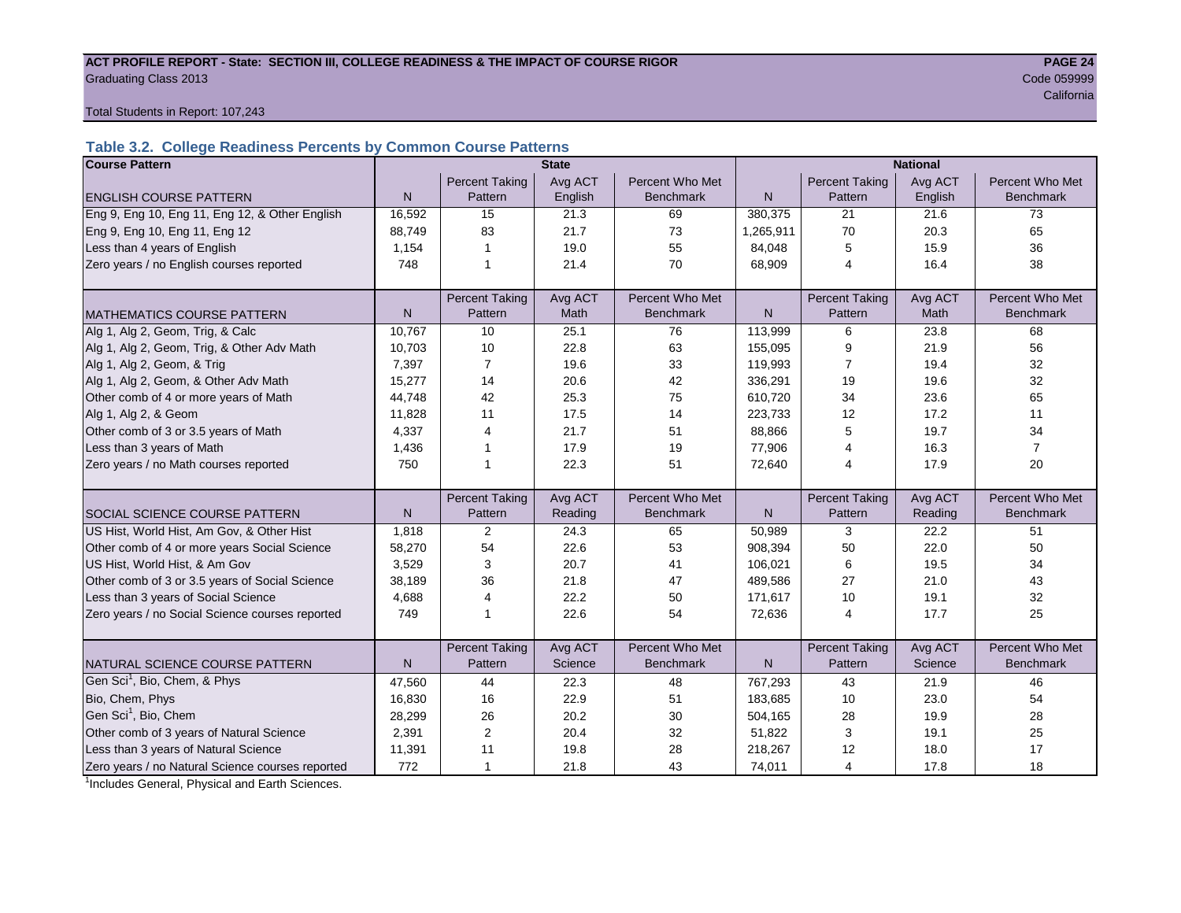**ACT PROFILE REPORT - State: SECTION III, COLLEGE READINESS & THE IMPACT OF COURSE RIGOR**

Graduating Class 2013

Code 059999

California

Total Students in Report: 107,243

### Table 3.2. College Readiness Percents by Common Course Patterns

| Course Pattern | State | | | | National | | | |
|---|---|---|---|---|---|---|---|---|
| ENGLISH COURSE PATTERN | N | Percent Taking Pattern | Avg ACT English | Percent Who Met Benchmark | N | Percent Taking Pattern | Avg ACT English | Percent Who Met Benchmark |
| Eng 9, Eng 10, Eng 11, Eng 12, & Other English | 16,592 | 15 | 21.3 | 69 | 380,375 | 21 | 21.6 | 73 |
| Eng 9, Eng 10, Eng 11, Eng 12 | 88,749 | 83 | 21.7 | 73 | 1,265,911 | 70 | 20.3 | 65 |
| Less than 4 years of English | 1,154 | 1 | 19.0 | 55 | 84,048 | 5 | 15.9 | 36 |
| Zero years / no English courses reported | 748 | 1 | 21.4 | 70 | 68,909 | 4 | 16.4 | 38 |
| MATHEMATICS COURSE PATTERN | N | Percent Taking Pattern | Avg ACT Math | Percent Who Met Benchmark | N | Percent Taking Pattern | Avg ACT Math | Percent Who Met Benchmark |
| Alg 1, Alg 2, Geom, Trig, & Calc | 10,767 | 10 | 25.1 | 76 | 113,999 | 6 | 23.8 | 68 |
| Alg 1, Alg 2, Geom, Trig, & Other Adv Math | 10,703 | 10 | 22.8 | 63 | 155,095 | 9 | 21.9 | 56 |
| Alg 1, Alg 2, Geom, & Trig | 7,397 | 7 | 19.6 | 33 | 119,993 | 7 | 19.4 | 32 |
| Alg 1, Alg 2, Geom, & Other Adv Math | 15,277 | 14 | 20.6 | 42 | 336,291 | 19 | 19.6 | 32 |
| Other comb of 4 or more years of Math | 44,748 | 42 | 25.3 | 75 | 610,720 | 34 | 23.6 | 65 |
| Alg 1, Alg 2, & Geom | 11,828 | 11 | 17.5 | 14 | 223,733 | 12 | 17.2 | 11 |
| Other comb of 3 or 3.5 years of Math | 4,337 | 4 | 21.7 | 51 | 88,866 | 5 | 19.7 | 34 |
| Less than 3 years of Math | 1,436 | 1 | 17.9 | 19 | 77,906 | 4 | 16.3 | 7 |
| Zero years / no Math courses reported | 750 | 1 | 22.3 | 51 | 72,640 | 4 | 17.9 | 20 |
| SOCIAL SCIENCE COURSE PATTERN | N | Percent Taking Pattern | Avg ACT Reading | Percent Who Met Benchmark | N | Percent Taking Pattern | Avg ACT Reading | Percent Who Met Benchmark |
| US Hist, World Hist, Am Gov, & Other Hist | 1,818 | 2 | 24.3 | 65 | 50,989 | 3 | 22.2 | 51 |
| Other comb of 4 or more years Social Science | 58,270 | 54 | 22.6 | 53 | 908,394 | 50 | 22.0 | 50 |
| US Hist, World Hist, & Am Gov | 3,529 | 3 | 20.7 | 41 | 106,021 | 6 | 19.5 | 34 |
| Other comb of 3 or 3.5 years of Social Science | 38,189 | 36 | 21.8 | 47 | 489,586 | 27 | 21.0 | 43 |
| Less than 3 years of Social Science | 4,688 | 4 | 22.2 | 50 | 171,617 | 10 | 19.1 | 32 |
| Zero years / no Social Science courses reported | 749 | 1 | 22.6 | 54 | 72,636 | 4 | 17.7 | 25 |
| NATURAL SCIENCE COURSE PATTERN | N | Percent Taking Pattern | Avg ACT Science | Percent Who Met Benchmark | N | Percent Taking Pattern | Avg ACT Science | Percent Who Met Benchmark |
| Gen Sci[1], Bio, Chem, & Phys | 47,560 | 44 | 22.3 | 48 | 767,293 | 43 | 21.9 | 46 |
| Bio, Chem, Phys | 16,830 | 16 | 22.9 | 51 | 183,685 | 10 | 23.0 | 54 |
| Gen Sci[1], Bio, Chem | 28,299 | 26 | 20.2 | 30 | 504,165 | 28 | 19.9 | 28 |
| Other comb of 3 years of Natural Science | 2,391 | 2 | 20.4 | 32 | 51,822 | 3 | 19.1 | 25 |
| Less than 3 years of Natural Science | 11,391 | 11 | 19.8 | 28 | 218,267 | 12 | 18.0 | 17 |
| Zero years / no Natural Science courses reported | 772 | 1 | 21.8 | 43 | 74,011 | 4 | 17.8 | 18 |

[1]Includes General, Physical and Earth Sciences.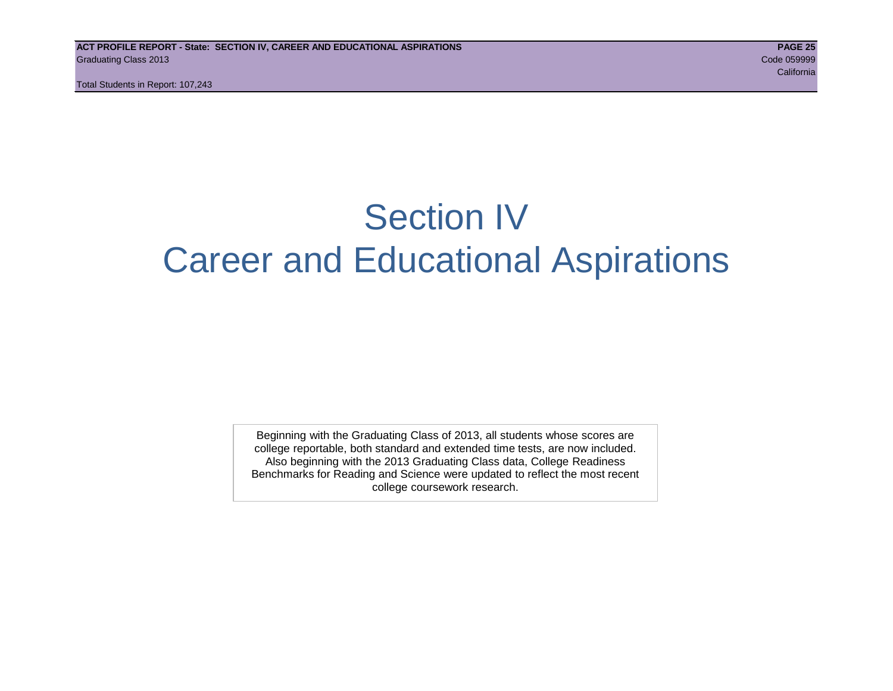# Section IV
# Career and Educational Aspirations

Beginning with the Graduating Class of 2013, all students whose scores are college reportable, both standard and extended time tests, are now included. Also beginning with the 2013 Graduating Class data, College Readiness Benchmarks for Reading and Science were updated to reflect the most recent college coursework research.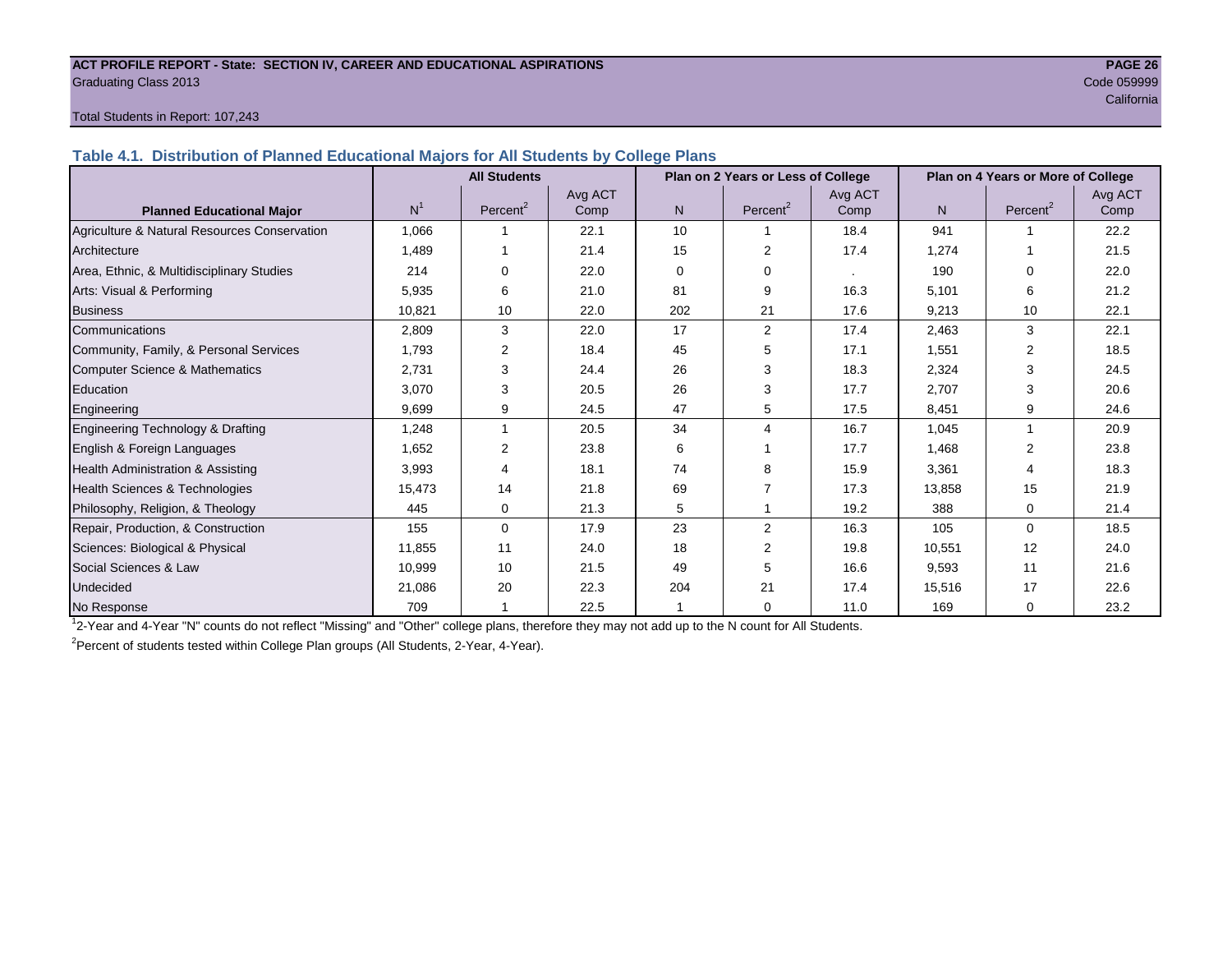**ACT PROFILE REPORT - State: SECTION IV, CAREER AND EDUCATIONAL ASPIRATIONS**
Graduating Class 2013
Code 059999
California

Total Students in Report: 107,243

### Table 4.1. Distribution of Planned Educational Majors for All Students by College Plans

| | All Students | | | Plan on 2 Years or Less of College | | | Plan on 4 Years or More of College | | |
|---|---|---|---|---|---|---|---|---|---|
| Planned Educational Major | N[1] | Percent[2] | Avg ACT Comp | N | Percent[2] | Avg ACT Comp | N | Percent[2] | Avg ACT Comp |
| Agriculture & Natural Resources Conservation | 1,066 | 1 | 22.1 | 10 | 1 | 18.4 | 941 | 1 | 22.2 |
| Architecture | 1,489 | 1 | 21.4 | 15 | 2 | 17.4 | 1,274 | 1 | 21.5 |
| Area, Ethnic, & Multidisciplinary Studies | 214 | 0 | 22.0 | 0 | 0 | . | 190 | 0 | 22.0 |
| Arts: Visual & Performing | 5,935 | 6 | 21.0 | 81 | 9 | 16.3 | 5,101 | 6 | 21.2 |
| Business | 10,821 | 10 | 22.0 | 202 | 21 | 17.6 | 9,213 | 10 | 22.1 |
| Communications | 2,809 | 3 | 22.0 | 17 | 2 | 17.4 | 2,463 | 3 | 22.1 |
| Community, Family, & Personal Services | 1,793 | 2 | 18.4 | 45 | 5 | 17.1 | 1,551 | 2 | 18.5 |
| Computer Science & Mathematics | 2,731 | 3 | 24.4 | 26 | 3 | 18.3 | 2,324 | 3 | 24.5 |
| Education | 3,070 | 3 | 20.5 | 26 | 3 | 17.7 | 2,707 | 3 | 20.6 |
| Engineering | 9,699 | 9 | 24.5 | 47 | 5 | 17.5 | 8,451 | 9 | 24.6 |
| Engineering Technology & Drafting | 1,248 | 1 | 20.5 | 34 | 4 | 16.7 | 1,045 | 1 | 20.9 |
| English & Foreign Languages | 1,652 | 2 | 23.8 | 6 | 1 | 17.7 | 1,468 | 2 | 23.8 |
| Health Administration & Assisting | 3,993 | 4 | 18.1 | 74 | 8 | 15.9 | 3,361 | 4 | 18.3 |
| Health Sciences & Technologies | 15,473 | 14 | 21.8 | 69 | 7 | 17.3 | 13,858 | 15 | 21.9 |
| Philosophy, Religion, & Theology | 445 | 0 | 21.3 | 5 | 1 | 19.2 | 388 | 0 | 21.4 |
| Repair, Production, & Construction | 155 | 0 | 17.9 | 23 | 2 | 16.3 | 105 | 0 | 18.5 |
| Sciences: Biological & Physical | 11,855 | 11 | 24.0 | 18 | 2 | 19.8 | 10,551 | 12 | 24.0 |
| Social Sciences & Law | 10,999 | 10 | 21.5 | 49 | 5 | 16.6 | 9,593 | 11 | 21.6 |
| Undecided | 21,086 | 20 | 22.3 | 204 | 21 | 17.4 | 15,516 | 17 | 22.6 |
| No Response | 709 | 1 | 22.5 | 1 | 0 | 11.0 | 169 | 0 | 23.2 |

[1]2-Year and 4-Year "N" counts do not reflect "Missing" and "Other" college plans, therefore they may not add up to the N count for All Students.

[2]Percent of students tested within College Plan groups (All Students, 2-Year, 4-Year).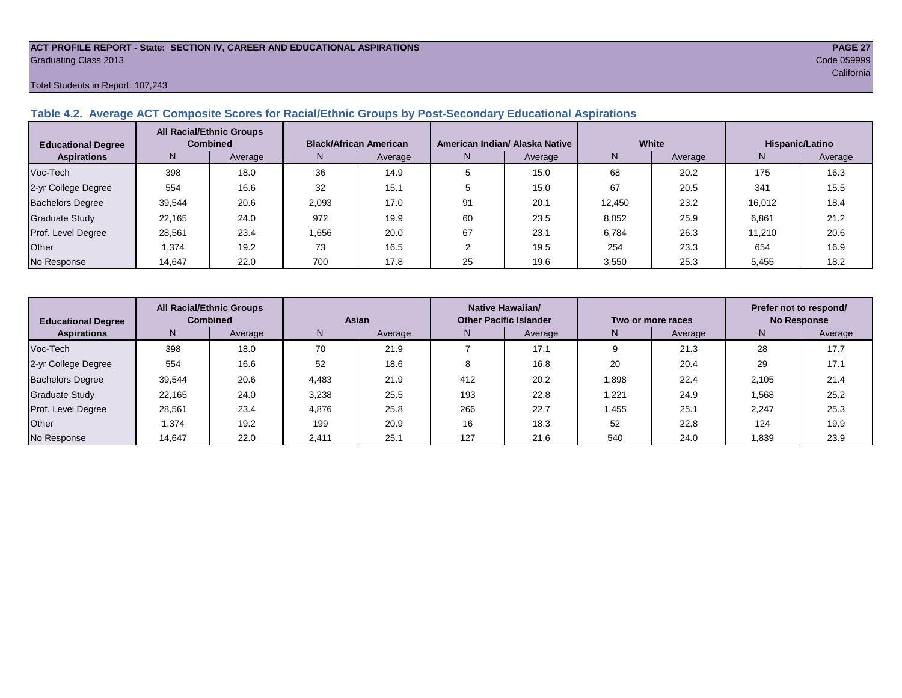**ACT PROFILE REPORT - State: SECTION IV, CAREER AND EDUCATIONAL ASPIRATIONS**
Graduating Class 2013
Code 059999
California

Total Students in Report: 107,243

### Table 4.2. Average ACT Composite Scores for Racial/Ethnic Groups by Post-Secondary Educational Aspirations

| Educational Degree Aspirations | All Racial/Ethnic Groups Combined | | Black/African American | | American Indian/ Alaska Native | | White | | Hispanic/Latino | |
|---|---|---|---|---|---|---|---|---|---|---|
| | N | Average | N | Average | N | Average | N | Average | N | Average |
| Voc-Tech | 398 | 18.0 | 36 | 14.9 | 5 | 15.0 | 68 | 20.2 | 175 | 16.3 |
| 2-yr College Degree | 554 | 16.6 | 32 | 15.1 | 5 | 15.0 | 67 | 20.5 | 341 | 15.5 |
| Bachelors Degree | 39,544 | 20.6 | 2,093 | 17.0 | 91 | 20.1 | 12,450 | 23.2 | 16,012 | 18.4 |
| Graduate Study | 22,165 | 24.0 | 972 | 19.9 | 60 | 23.5 | 8,052 | 25.9 | 6,861 | 21.2 |
| Prof. Level Degree | 28,561 | 23.4 | 1,656 | 20.0 | 67 | 23.1 | 6,784 | 26.3 | 11,210 | 20.6 |
| Other | 1,374 | 19.2 | 73 | 16.5 | 2 | 19.5 | 254 | 23.3 | 654 | 16.9 |
| No Response | 14,647 | 22.0 | 700 | 17.8 | 25 | 19.6 | 3,550 | 25.3 | 5,455 | 18.2 |

| Educational Degree Aspirations | All Racial/Ethnic Groups Combined | | Asian | | Native Hawaiian/ Other Pacific Islander | | Two or more races | | Prefer not to respond/ No Response | |
|---|---|---|---|---|---|---|---|---|---|---|
| | N | Average | N | Average | N | Average | N | Average | N | Average |
| Voc-Tech | 398 | 18.0 | 70 | 21.9 | 7 | 17.1 | 9 | 21.3 | 28 | 17.7 |
| 2-yr College Degree | 554 | 16.6 | 52 | 18.6 | 8 | 16.8 | 20 | 20.4 | 29 | 17.1 |
| Bachelors Degree | 39,544 | 20.6 | 4,483 | 21.9 | 412 | 20.2 | 1,898 | 22.4 | 2,105 | 21.4 |
| Graduate Study | 22,165 | 24.0 | 3,238 | 25.5 | 193 | 22.8 | 1,221 | 24.9 | 1,568 | 25.2 |
| Prof. Level Degree | 28,561 | 23.4 | 4,876 | 25.8 | 266 | 22.7 | 1,455 | 25.1 | 2,247 | 25.3 |
| Other | 1,374 | 19.2 | 199 | 20.9 | 16 | 18.3 | 52 | 22.8 | 124 | 19.9 |
| No Response | 14,647 | 22.0 | 2,411 | 25.1 | 127 | 21.6 | 540 | 24.0 | 1,839 | 23.9 |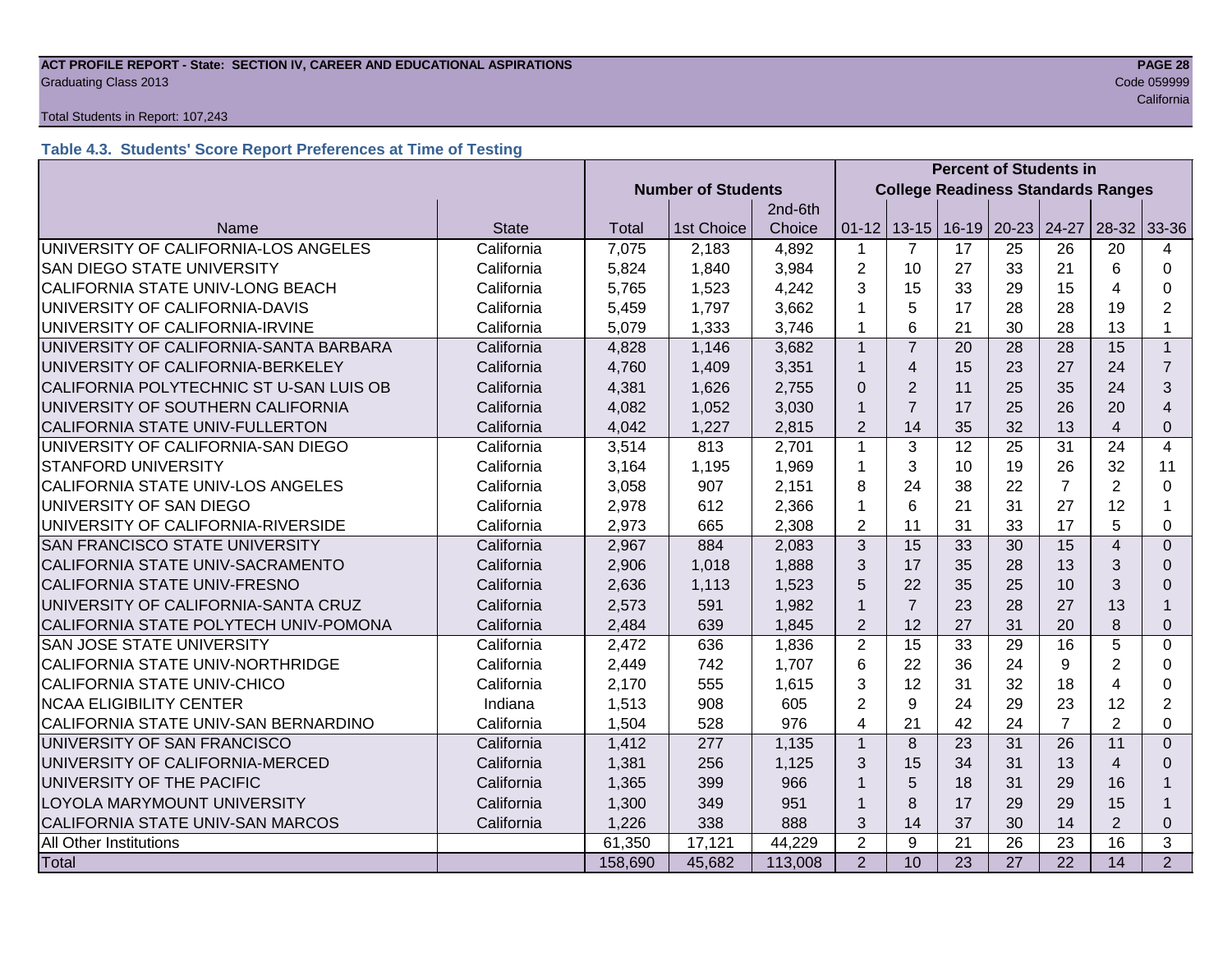Total Students in Report: 107,243

### Table 4.3. Students' Score Report Preferences at Time of Testing

| | | Number of Students | | | Percent of Students in College Readiness Standards Ranges | | | | | | |
|---|---|---|---|---|---|---|---|---|---|---|---|
| Name | State | Total | 1st Choice | 2nd-6th Choice | 01-12 | 13-15 | 16-19 | 20-23 | 24-27 | 28-32 | 33-36 |
| UNIVERSITY OF CALIFORNIA-LOS ANGELES | California | 7,075 | 2,183 | 4,892 | 1 | 7 | 17 | 25 | 26 | 20 | 4 |
| SAN DIEGO STATE UNIVERSITY | California | 5,824 | 1,840 | 3,984 | 2 | 10 | 27 | 33 | 21 | 6 | 0 |
| CALIFORNIA STATE UNIV-LONG BEACH | California | 5,765 | 1,523 | 4,242 | 3 | 15 | 33 | 29 | 15 | 4 | 0 |
| UNIVERSITY OF CALIFORNIA-DAVIS | California | 5,459 | 1,797 | 3,662 | 1 | 5 | 17 | 28 | 28 | 19 | 2 |
| UNIVERSITY OF CALIFORNIA-IRVINE | California | 5,079 | 1,333 | 3,746 | 1 | 6 | 21 | 30 | 28 | 13 | 1 |
| UNIVERSITY OF CALIFORNIA-SANTA BARBARA | California | 4,828 | 1,146 | 3,682 | 1 | 7 | 20 | 28 | 28 | 15 | 1 |
| UNIVERSITY OF CALIFORNIA-BERKELEY | California | 4,760 | 1,409 | 3,351 | 1 | 4 | 15 | 23 | 27 | 24 | 7 |
| CALIFORNIA POLYTECHNIC ST U-SAN LUIS OB | California | 4,381 | 1,626 | 2,755 | 0 | 2 | 11 | 25 | 35 | 24 | 3 |
| UNIVERSITY OF SOUTHERN CALIFORNIA | California | 4,082 | 1,052 | 3,030 | 1 | 7 | 17 | 25 | 26 | 20 | 4 |
| CALIFORNIA STATE UNIV-FULLERTON | California | 4,042 | 1,227 | 2,815 | 2 | 14 | 35 | 32 | 13 | 4 | 0 |
| UNIVERSITY OF CALIFORNIA-SAN DIEGO | California | 3,514 | 813 | 2,701 | 1 | 3 | 12 | 25 | 31 | 24 | 4 |
| STANFORD UNIVERSITY | California | 3,164 | 1,195 | 1,969 | 1 | 3 | 10 | 19 | 26 | 32 | 11 |
| CALIFORNIA STATE UNIV-LOS ANGELES | California | 3,058 | 907 | 2,151 | 8 | 24 | 38 | 22 | 7 | 2 | 0 |
| UNIVERSITY OF SAN DIEGO | California | 2,978 | 612 | 2,366 | 1 | 6 | 21 | 31 | 27 | 12 | 1 |
| UNIVERSITY OF CALIFORNIA-RIVERSIDE | California | 2,973 | 665 | 2,308 | 2 | 11 | 31 | 33 | 17 | 5 | 0 |
| SAN FRANCISCO STATE UNIVERSITY | California | 2,967 | 884 | 2,083 | 3 | 15 | 33 | 30 | 15 | 4 | 0 |
| CALIFORNIA STATE UNIV-SACRAMENTO | California | 2,906 | 1,018 | 1,888 | 3 | 17 | 35 | 28 | 13 | 3 | 0 |
| CALIFORNIA STATE UNIV-FRESNO | California | 2,636 | 1,113 | 1,523 | 5 | 22 | 35 | 25 | 10 | 3 | 0 |
| UNIVERSITY OF CALIFORNIA-SANTA CRUZ | California | 2,573 | 591 | 1,982 | 1 | 7 | 23 | 28 | 27 | 13 | 1 |
| CALIFORNIA STATE POLYTECH UNIV-POMONA | California | 2,484 | 639 | 1,845 | 2 | 12 | 27 | 31 | 20 | 8 | 0 |
| SAN JOSE STATE UNIVERSITY | California | 2,472 | 636 | 1,836 | 2 | 15 | 33 | 29 | 16 | 5 | 0 |
| CALIFORNIA STATE UNIV-NORTHRIDGE | California | 2,449 | 742 | 1,707 | 6 | 22 | 36 | 24 | 9 | 2 | 0 |
| CALIFORNIA STATE UNIV-CHICO | California | 2,170 | 555 | 1,615 | 3 | 12 | 31 | 32 | 18 | 4 | 0 |
| NCAA ELIGIBILITY CENTER | Indiana | 1,513 | 908 | 605 | 2 | 9 | 24 | 29 | 23 | 12 | 2 |
| CALIFORNIA STATE UNIV-SAN BERNARDINO | California | 1,504 | 528 | 976 | 4 | 21 | 42 | 24 | 7 | 2 | 0 |
| UNIVERSITY OF SAN FRANCISCO | California | 1,412 | 277 | 1,135 | 1 | 8 | 23 | 31 | 26 | 11 | 0 |
| UNIVERSITY OF CALIFORNIA-MERCED | California | 1,381 | 256 | 1,125 | 3 | 15 | 34 | 31 | 13 | 4 | 0 |
| UNIVERSITY OF THE PACIFIC | California | 1,365 | 399 | 966 | 1 | 5 | 18 | 31 | 29 | 16 | 1 |
| LOYOLA MARYMOUNT UNIVERSITY | California | 1,300 | 349 | 951 | 1 | 8 | 17 | 29 | 29 | 15 | 1 |
| CALIFORNIA STATE UNIV-SAN MARCOS | California | 1,226 | 338 | 888 | 3 | 14 | 37 | 30 | 14 | 2 | 0 |
| All Other Institutions | | 61,350 | 17,121 | 44,229 | 2 | 9 | 21 | 26 | 23 | 16 | 3 |
| Total | | 158,690 | 45,682 | 113,008 | 2 | 10 | 23 | 27 | 22 | 14 | 2 |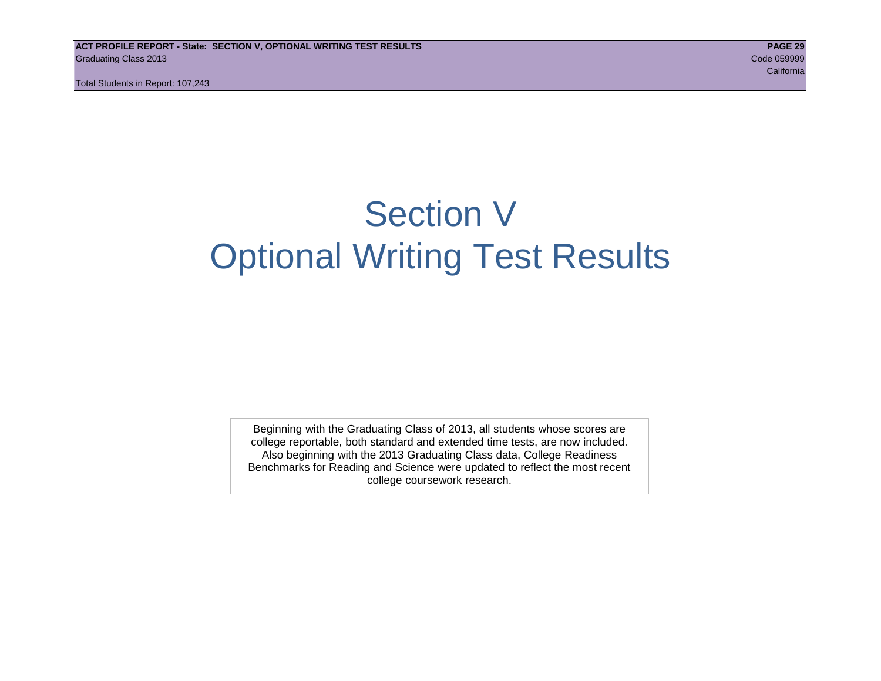# Section V
# Optional Writing Test Results

Beginning with the Graduating Class of 2013, all students whose scores are college reportable, both standard and extended time tests, are now included. Also beginning with the 2013 Graduating Class data, College Readiness Benchmarks for Reading and Science were updated to reflect the most recent college coursework research.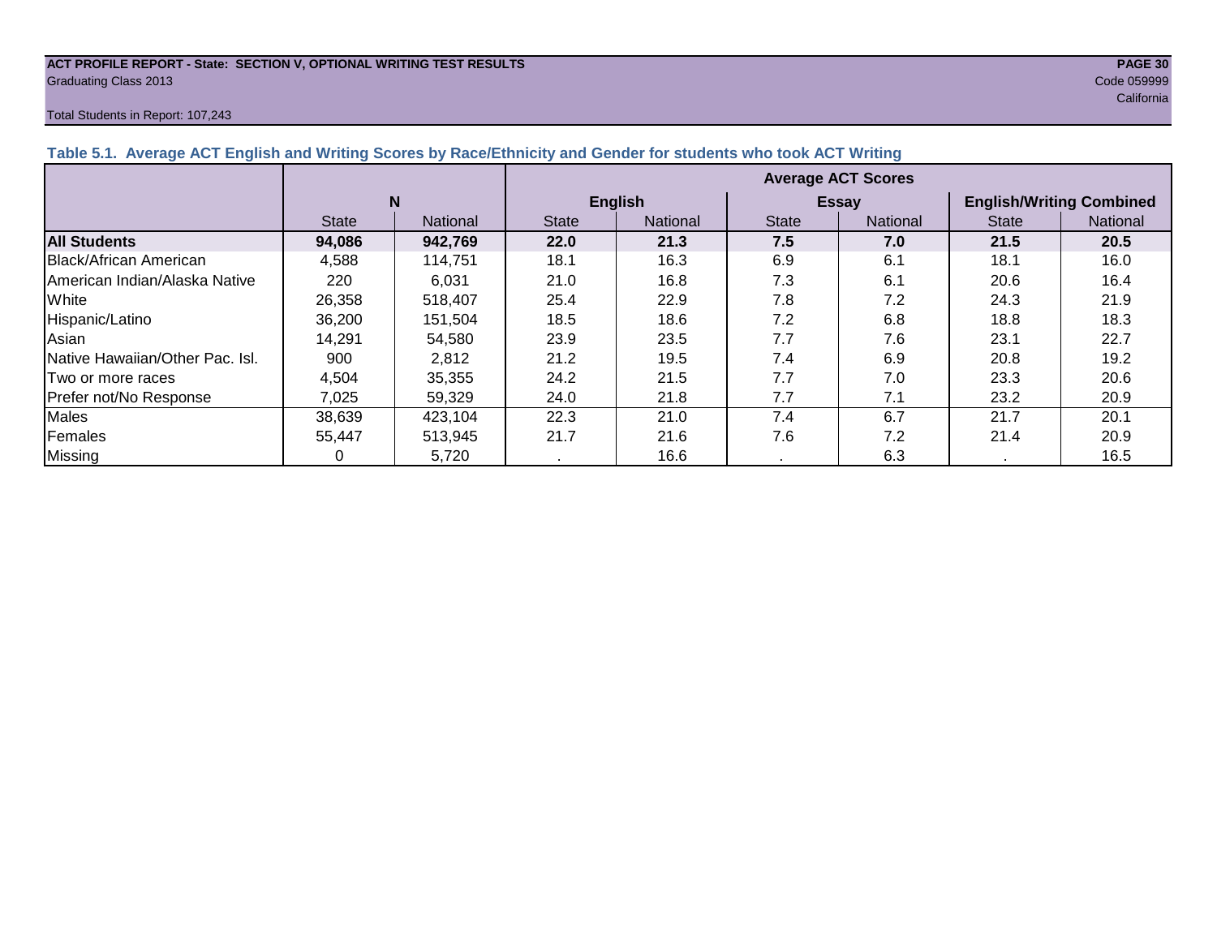**ACT PROFILE REPORT - State: SECTION V, OPTIONAL WRITING TEST RESULTS**
Graduating Class 2013

Code 059999
California

Total Students in Report: 107,243

### Table 5.1. Average ACT English and Writing Scores by Race/Ethnicity and Gender for students who took ACT Writing

| | N | | Average ACT Scores | | | | | |
|---|---|---|---|---|---|---|---|---|
| | | | English | | Essay | | English/Writing Combined | |
| | State | National | State | National | State | National | State | National |
| **All Students** | **94,086** | **942,769** | **22.0** | **21.3** | **7.5** | **7.0** | **21.5** | **20.5** |
| Black/African American | 4,588 | 114,751 | 18.1 | 16.3 | 6.9 | 6.1 | 18.1 | 16.0 |
| American Indian/Alaska Native | 220 | 6,031 | 21.0 | 16.8 | 7.3 | 6.1 | 20.6 | 16.4 |
| White | 26,358 | 518,407 | 25.4 | 22.9 | 7.8 | 7.2 | 24.3 | 21.9 |
| Hispanic/Latino | 36,200 | 151,504 | 18.5 | 18.6 | 7.2 | 6.8 | 18.8 | 18.3 |
| Asian | 14,291 | 54,580 | 23.9 | 23.5 | 7.7 | 7.6 | 23.1 | 22.7 |
| Native Hawaiian/Other Pac. Isl. | 900 | 2,812 | 21.2 | 19.5 | 7.4 | 6.9 | 20.8 | 19.2 |
| Two or more races | 4,504 | 35,355 | 24.2 | 21.5 | 7.7 | 7.0 | 23.3 | 20.6 |
| Prefer not/No Response | 7,025 | 59,329 | 24.0 | 21.8 | 7.7 | 7.1 | 23.2 | 20.9 |
| Males | 38,639 | 423,104 | 22.3 | 21.0 | 7.4 | 6.7 | 21.7 | 20.1 |
| Females | 55,447 | 513,945 | 21.7 | 21.6 | 7.6 | 7.2 | 21.4 | 20.9 |
| Missing | 0 | 5,720 | . | 16.6 | . | 6.3 | . | 16.5 |